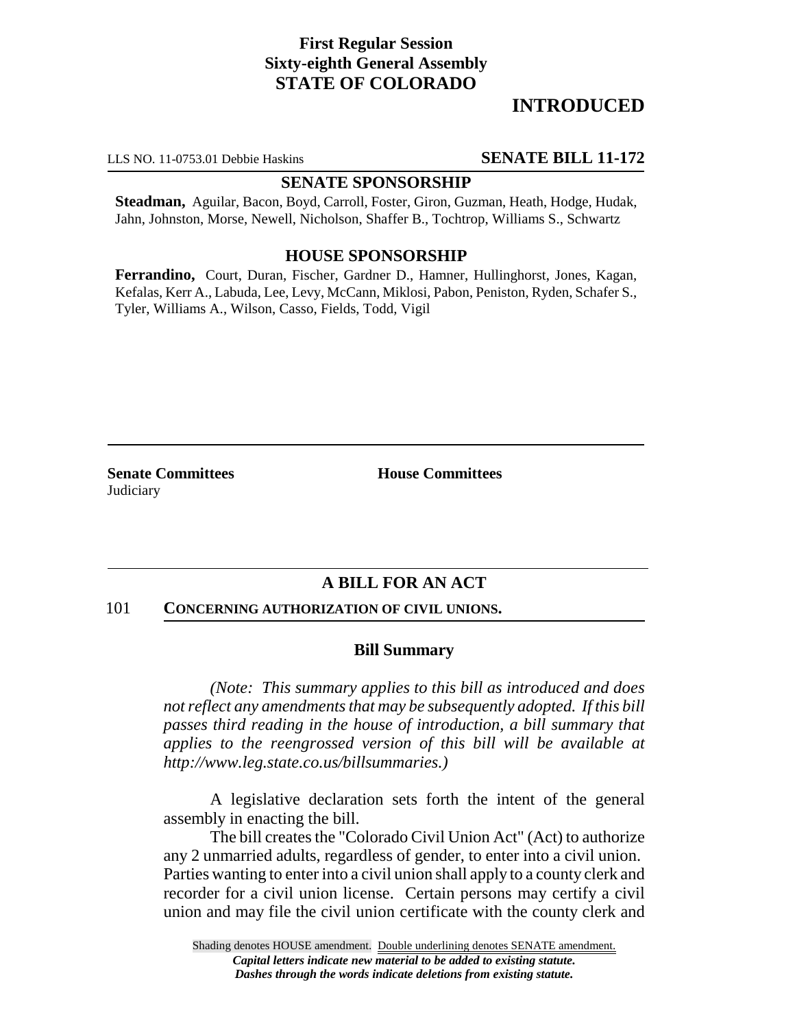**First Regular Session**
**Sixty-eighth General Assembly**
**STATE OF COLORADO**

# INTRODUCED

LLS NO. 11-0753.01 Debbie Haskins **SENATE BILL 11-172**

## SENATE SPONSORSHIP

**Steadman,** Aguilar, Bacon, Boyd, Carroll, Foster, Giron, Guzman, Heath, Hodge, Hudak, Jahn, Johnston, Morse, Newell, Nicholson, Shaffer B., Tochtrop, Williams S., Schwartz

## HOUSE SPONSORSHIP

**Ferrandino,** Court, Duran, Fischer, Gardner D., Hamner, Hullinghorst, Jones, Kagan, Kefalas, Kerr A., Labuda, Lee, Levy, McCann, Miklosi, Pabon, Peniston, Ryden, Schafer S., Tyler, Williams A., Wilson, Casso, Fields, Todd, Vigil

**Senate Committees**
Judiciary

**House Committees**

## A BILL FOR AN ACT

101 **CONCERNING AUTHORIZATION OF CIVIL UNIONS.**

### Bill Summary

*(Note: This summary applies to this bill as introduced and does not reflect any amendments that may be subsequently adopted. If this bill passes third reading in the house of introduction, a bill summary that applies to the reengrossed version of this bill will be available at http://www.leg.state.co.us/billsummaries.)*

A legislative declaration sets forth the intent of the general assembly in enacting the bill.

The bill creates the "Colorado Civil Union Act" (Act) to authorize any 2 unmarried adults, regardless of gender, to enter into a civil union. Parties wanting to enter into a civil union shall apply to a county clerk and recorder for a civil union license. Certain persons may certify a civil union and may file the civil union certificate with the county clerk and

Shading denotes HOUSE amendment. Double underlining denotes SENATE amendment.
*Capital letters indicate new material to be added to existing statute.*
*Dashes through the words indicate deletions from existing statute.*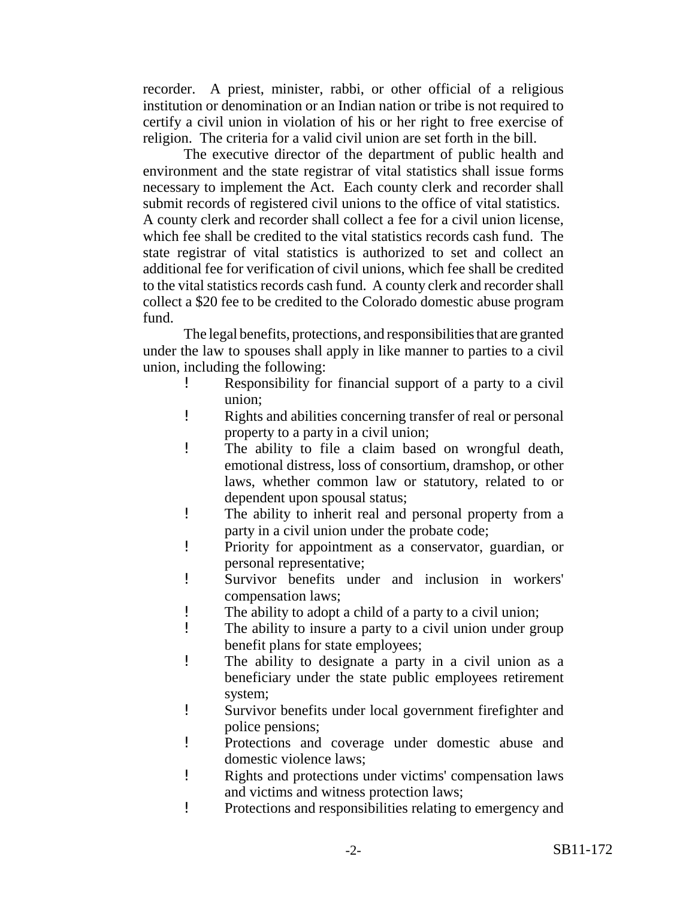recorder. A priest, minister, rabbi, or other official of a religious institution or denomination or an Indian nation or tribe is not required to certify a civil union in violation of his or her right to free exercise of religion. The criteria for a valid civil union are set forth in the bill.

The executive director of the department of public health and environment and the state registrar of vital statistics shall issue forms necessary to implement the Act. Each county clerk and recorder shall submit records of registered civil unions to the office of vital statistics. A county clerk and recorder shall collect a fee for a civil union license, which fee shall be credited to the vital statistics records cash fund. The state registrar of vital statistics is authorized to set and collect an additional fee for verification of civil unions, which fee shall be credited to the vital statistics records cash fund. A county clerk and recorder shall collect a $20 fee to be credited to the Colorado domestic abuse program fund.

The legal benefits, protections, and responsibilities that are granted under the law to spouses shall apply in like manner to parties to a civil union, including the following:

- Responsibility for financial support of a party to a civil union;
- Rights and abilities concerning transfer of real or personal property to a party in a civil union;
- The ability to file a claim based on wrongful death, emotional distress, loss of consortium, dramshop, or other laws, whether common law or statutory, related to or dependent upon spousal status;
- The ability to inherit real and personal property from a party in a civil union under the probate code;
- Priority for appointment as a conservator, guardian, or personal representative;
- Survivor benefits under and inclusion in workers' compensation laws;
- The ability to adopt a child of a party to a civil union;
- The ability to insure a party to a civil union under group benefit plans for state employees;
- The ability to designate a party in a civil union as a beneficiary under the state public employees retirement system;
- Survivor benefits under local government firefighter and police pensions;
- Protections and coverage under domestic abuse and domestic violence laws;
- Rights and protections under victims' compensation laws and victims and witness protection laws;
- Protections and responsibilities relating to emergency and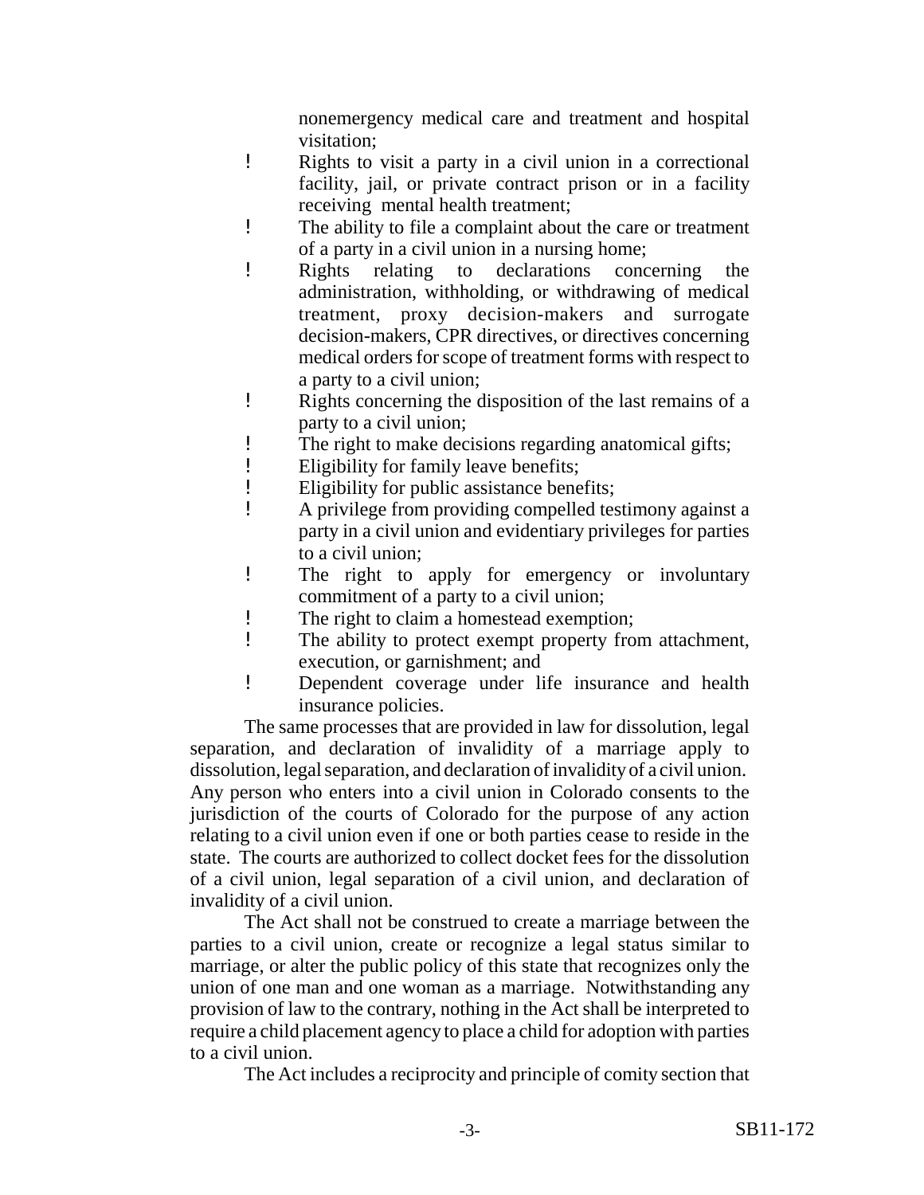nonemergency medical care and treatment and hospital visitation;

- Rights to visit a party in a civil union in a correctional facility, jail, or private contract prison or in a facility receiving mental health treatment;
- The ability to file a complaint about the care or treatment of a party in a civil union in a nursing home;
- Rights relating to declarations concerning the administration, withholding, or withdrawing of medical treatment, proxy decision-makers and surrogate decision-makers, CPR directives, or directives concerning medical orders for scope of treatment forms with respect to a party to a civil union;
- Rights concerning the disposition of the last remains of a party to a civil union;
- The right to make decisions regarding anatomical gifts;
- Eligibility for family leave benefits;
- Eligibility for public assistance benefits;
- A privilege from providing compelled testimony against a party in a civil union and evidentiary privileges for parties to a civil union;
- The right to apply for emergency or involuntary commitment of a party to a civil union;
- The right to claim a homestead exemption;
- The ability to protect exempt property from attachment, execution, or garnishment; and
- Dependent coverage under life insurance and health insurance policies.

The same processes that are provided in law for dissolution, legal separation, and declaration of invalidity of a marriage apply to dissolution, legal separation, and declaration of invalidity of a civil union. Any person who enters into a civil union in Colorado consents to the jurisdiction of the courts of Colorado for the purpose of any action relating to a civil union even if one or both parties cease to reside in the state. The courts are authorized to collect docket fees for the dissolution of a civil union, legal separation of a civil union, and declaration of invalidity of a civil union.

The Act shall not be construed to create a marriage between the parties to a civil union, create or recognize a legal status similar to marriage, or alter the public policy of this state that recognizes only the union of one man and one woman as a marriage. Notwithstanding any provision of law to the contrary, nothing in the Act shall be interpreted to require a child placement agency to place a child for adoption with parties to a civil union.

The Act includes a reciprocity and principle of comity section that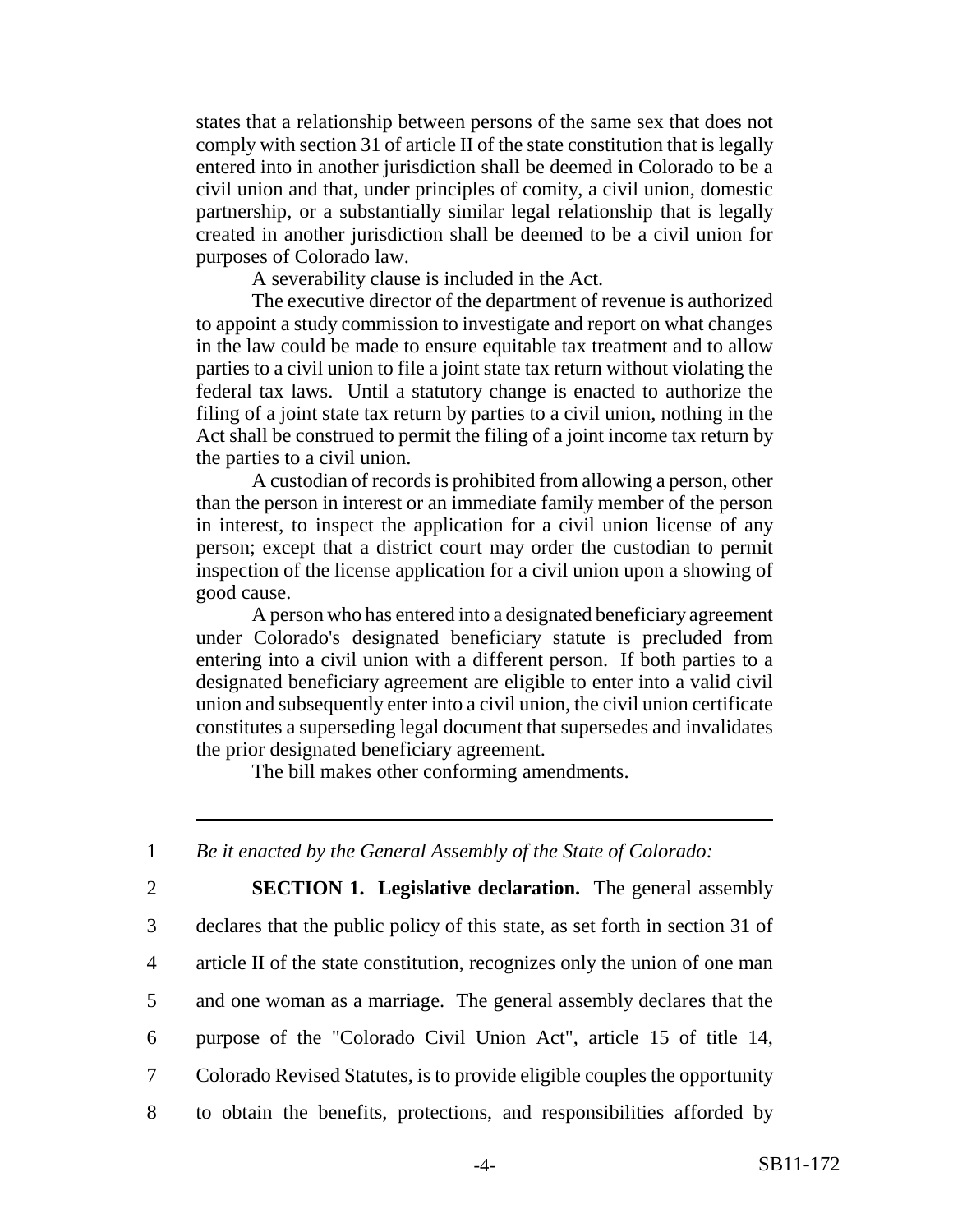states that a relationship between persons of the same sex that does not comply with section 31 of article II of the state constitution that is legally entered into in another jurisdiction shall be deemed in Colorado to be a civil union and that, under principles of comity, a civil union, domestic partnership, or a substantially similar legal relationship that is legally created in another jurisdiction shall be deemed to be a civil union for purposes of Colorado law.

A severability clause is included in the Act.

The executive director of the department of revenue is authorized to appoint a study commission to investigate and report on what changes in the law could be made to ensure equitable tax treatment and to allow parties to a civil union to file a joint state tax return without violating the federal tax laws. Until a statutory change is enacted to authorize the filing of a joint state tax return by parties to a civil union, nothing in the Act shall be construed to permit the filing of a joint income tax return by the parties to a civil union.

A custodian of records is prohibited from allowing a person, other than the person in interest or an immediate family member of the person in interest, to inspect the application for a civil union license of any person; except that a district court may order the custodian to permit inspection of the license application for a civil union upon a showing of good cause.

A person who has entered into a designated beneficiary agreement under Colorado's designated beneficiary statute is precluded from entering into a civil union with a different person. If both parties to a designated beneficiary agreement are eligible to enter into a valid civil union and subsequently enter into a civil union, the civil union certificate constitutes a superseding legal document that supersedes and invalidates the prior designated beneficiary agreement.

The bill makes other conforming amendments.

---

1 *Be it enacted by the General Assembly of the State of Colorado:*

2 **SECTION 1. Legislative declaration.** The general assembly
3 declares that the public policy of this state, as set forth in section 31 of
4 article II of the state constitution, recognizes only the union of one man
5 and one woman as a marriage. The general assembly declares that the
6 purpose of the "Colorado Civil Union Act", article 15 of title 14,
7 Colorado Revised Statutes, is to provide eligible couples the opportunity
8 to obtain the benefits, protections, and responsibilities afforded by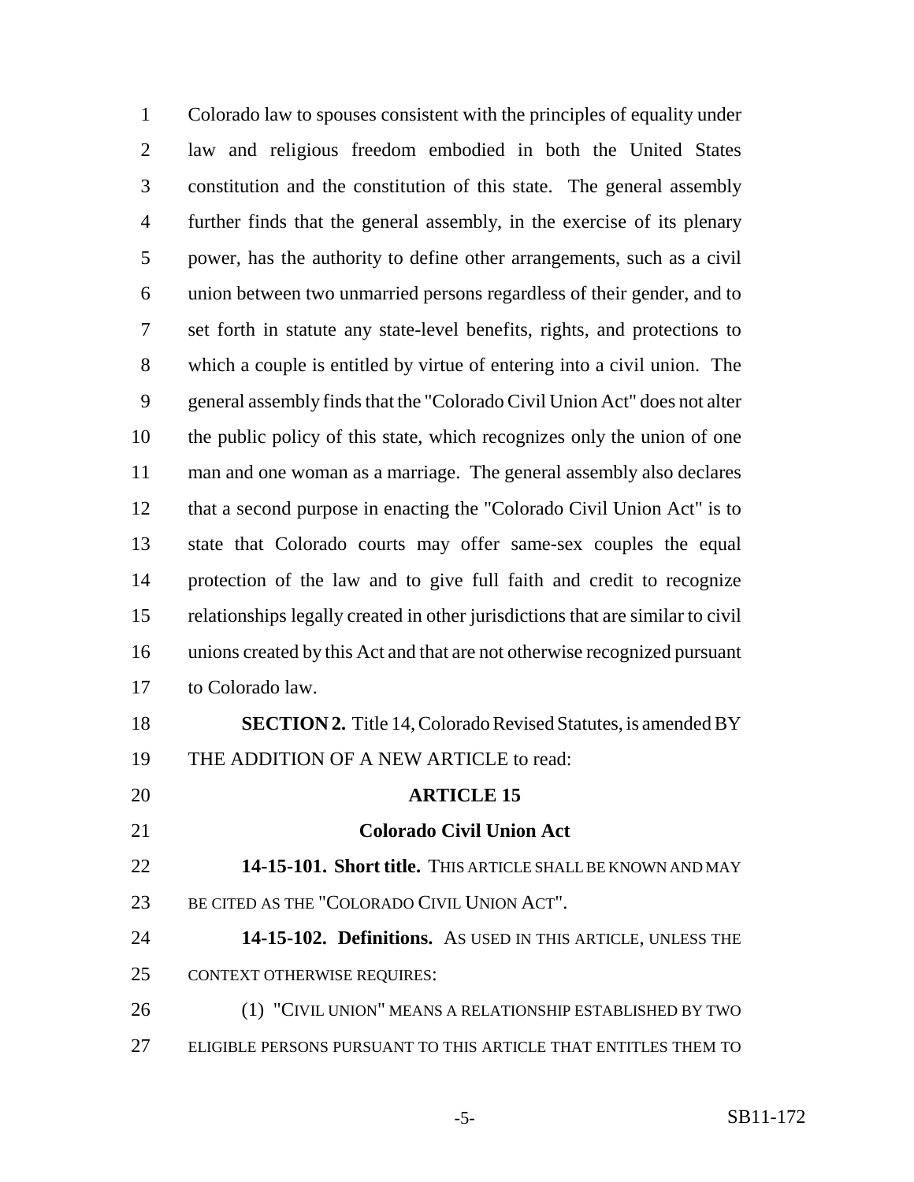Colorado law to spouses consistent with the principles of equality under law and religious freedom embodied in both the United States constitution and the constitution of this state. The general assembly further finds that the general assembly, in the exercise of its plenary power, has the authority to define other arrangements, such as a civil union between two unmarried persons regardless of their gender, and to set forth in statute any state-level benefits, rights, and protections to which a couple is entitled by virtue of entering into a civil union. The general assembly finds that the "Colorado Civil Union Act" does not alter the public policy of this state, which recognizes only the union of one man and one woman as a marriage. The general assembly also declares that a second purpose in enacting the "Colorado Civil Union Act" is to state that Colorado courts may offer same-sex couples the equal protection of the law and to give full faith and credit to recognize relationships legally created in other jurisdictions that are similar to civil unions created by this Act and that are not otherwise recognized pursuant to Colorado law.

**SECTION 2.** Title 14, Colorado Revised Statutes, is amended BY THE ADDITION OF A NEW ARTICLE to read:

**ARTICLE 15**

**Colorado Civil Union Act**

**14-15-101. Short title.** THIS ARTICLE SHALL BE KNOWN AND MAY BE CITED AS THE "COLORADO CIVIL UNION ACT".

**14-15-102. Definitions.** AS USED IN THIS ARTICLE, UNLESS THE CONTEXT OTHERWISE REQUIRES:

(1) "CIVIL UNION" MEANS A RELATIONSHIP ESTABLISHED BY TWO ELIGIBLE PERSONS PURSUANT TO THIS ARTICLE THAT ENTITLES THEM TO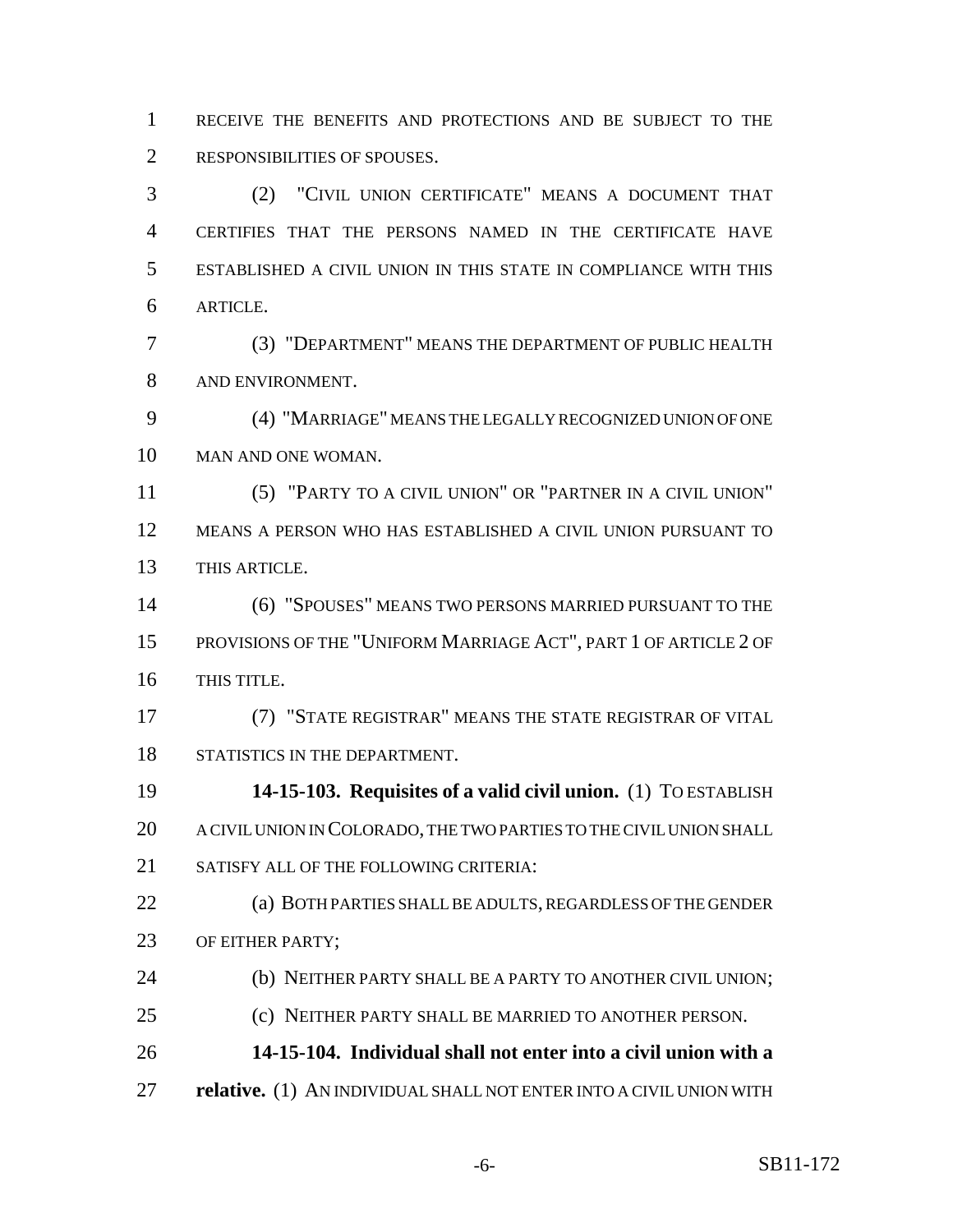RECEIVE THE BENEFITS AND PROTECTIONS AND BE SUBJECT TO THE RESPONSIBILITIES OF SPOUSES.

(2) "CIVIL UNION CERTIFICATE" MEANS A DOCUMENT THAT CERTIFIES THAT THE PERSONS NAMED IN THE CERTIFICATE HAVE ESTABLISHED A CIVIL UNION IN THIS STATE IN COMPLIANCE WITH THIS ARTICLE.

(3) "DEPARTMENT" MEANS THE DEPARTMENT OF PUBLIC HEALTH AND ENVIRONMENT.

(4) "MARRIAGE" MEANS THE LEGALLY RECOGNIZED UNION OF ONE MAN AND ONE WOMAN.

(5) "PARTY TO A CIVIL UNION" OR "PARTNER IN A CIVIL UNION" MEANS A PERSON WHO HAS ESTABLISHED A CIVIL UNION PURSUANT TO THIS ARTICLE.

(6) "SPOUSES" MEANS TWO PERSONS MARRIED PURSUANT TO THE PROVISIONS OF THE "UNIFORM MARRIAGE ACT", PART 1 OF ARTICLE 2 OF THIS TITLE.

(7) "STATE REGISTRAR" MEANS THE STATE REGISTRAR OF VITAL STATISTICS IN THE DEPARTMENT.

**14-15-103. Requisites of a valid civil union.** (1) TO ESTABLISH A CIVIL UNION IN COLORADO, THE TWO PARTIES TO THE CIVIL UNION SHALL SATISFY ALL OF THE FOLLOWING CRITERIA:

(a) BOTH PARTIES SHALL BE ADULTS, REGARDLESS OF THE GENDER OF EITHER PARTY;

(b) NEITHER PARTY SHALL BE A PARTY TO ANOTHER CIVIL UNION;

(c) NEITHER PARTY SHALL BE MARRIED TO ANOTHER PERSON.

**14-15-104. Individual shall not enter into a civil union with a relative.** (1) AN INDIVIDUAL SHALL NOT ENTER INTO A CIVIL UNION WITH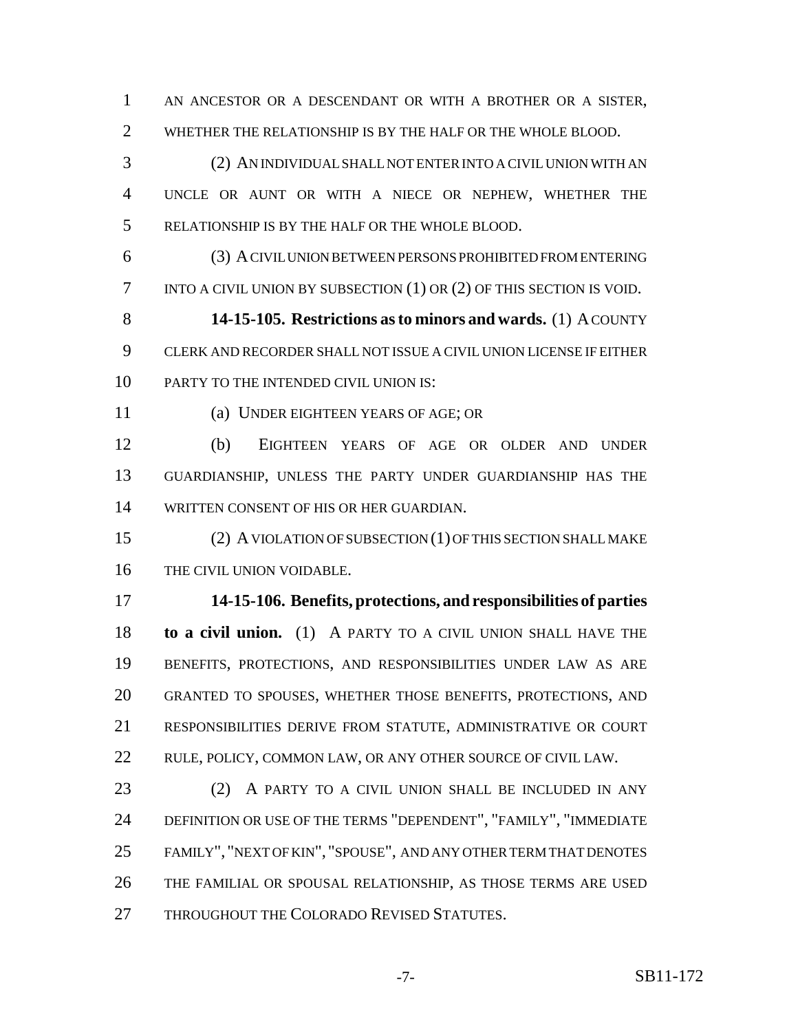AN ANCESTOR OR A DESCENDANT OR WITH A BROTHER OR A SISTER, WHETHER THE RELATIONSHIP IS BY THE HALF OR THE WHOLE BLOOD.

(2) AN INDIVIDUAL SHALL NOT ENTER INTO A CIVIL UNION WITH AN UNCLE OR AUNT OR WITH A NIECE OR NEPHEW, WHETHER THE RELATIONSHIP IS BY THE HALF OR THE WHOLE BLOOD.

(3) A CIVIL UNION BETWEEN PERSONS PROHIBITED FROM ENTERING INTO A CIVIL UNION BY SUBSECTION (1) OR (2) OF THIS SECTION IS VOID.

**14-15-105. Restrictions as to minors and wards.** (1) A COUNTY CLERK AND RECORDER SHALL NOT ISSUE A CIVIL UNION LICENSE IF EITHER PARTY TO THE INTENDED CIVIL UNION IS:

(a) UNDER EIGHTEEN YEARS OF AGE; OR

(b) EIGHTEEN YEARS OF AGE OR OLDER AND UNDER GUARDIANSHIP, UNLESS THE PARTY UNDER GUARDIANSHIP HAS THE WRITTEN CONSENT OF HIS OR HER GUARDIAN.

(2) A VIOLATION OF SUBSECTION (1) OF THIS SECTION SHALL MAKE THE CIVIL UNION VOIDABLE.

**14-15-106. Benefits, protections, and responsibilities of parties to a civil union.** (1) A PARTY TO A CIVIL UNION SHALL HAVE THE BENEFITS, PROTECTIONS, AND RESPONSIBILITIES UNDER LAW AS ARE GRANTED TO SPOUSES, WHETHER THOSE BENEFITS, PROTECTIONS, AND RESPONSIBILITIES DERIVE FROM STATUTE, ADMINISTRATIVE OR COURT RULE, POLICY, COMMON LAW, OR ANY OTHER SOURCE OF CIVIL LAW.

(2) A PARTY TO A CIVIL UNION SHALL BE INCLUDED IN ANY DEFINITION OR USE OF THE TERMS "DEPENDENT", "FAMILY", "IMMEDIATE FAMILY", "NEXT OF KIN", "SPOUSE", AND ANY OTHER TERM THAT DENOTES THE FAMILIAL OR SPOUSAL RELATIONSHIP, AS THOSE TERMS ARE USED THROUGHOUT THE COLORADO REVISED STATUTES.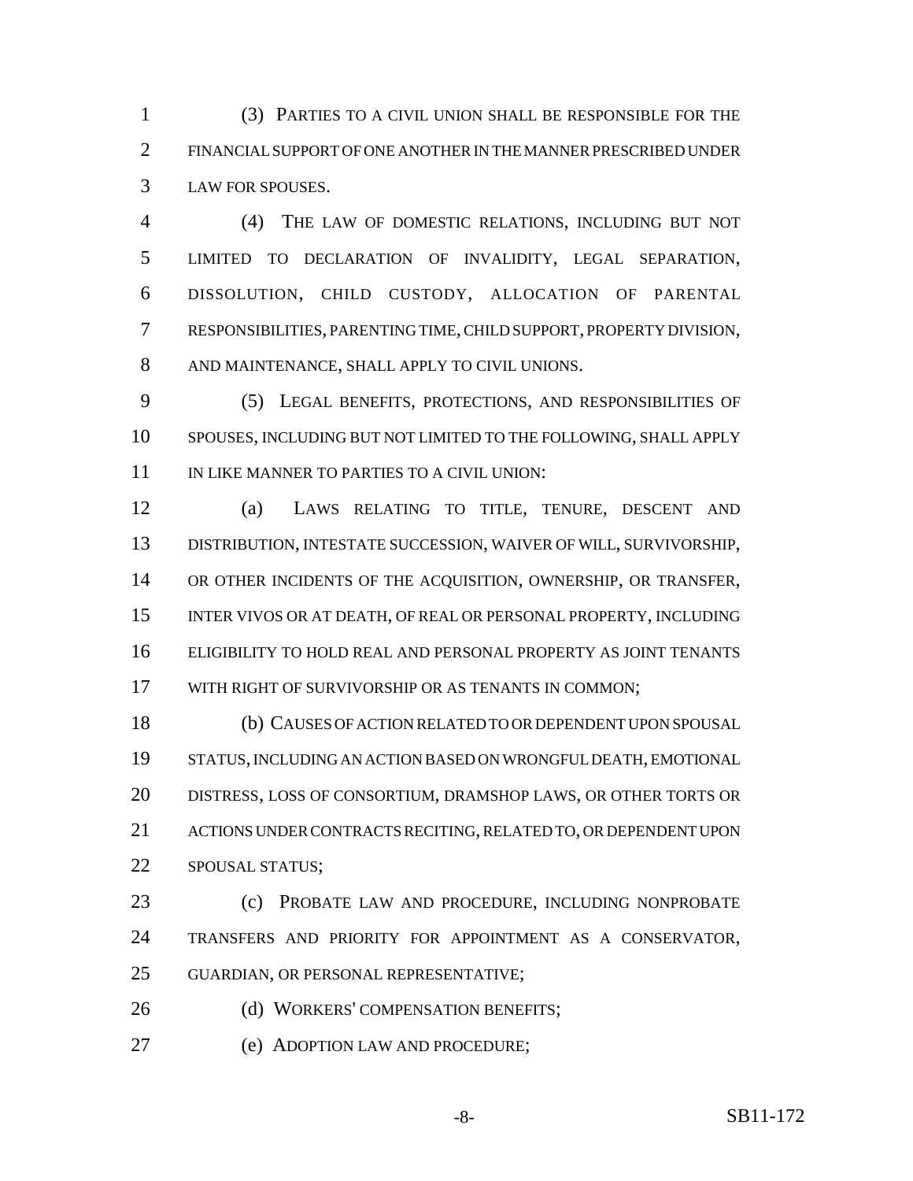(3) PARTIES TO A CIVIL UNION SHALL BE RESPONSIBLE FOR THE FINANCIAL SUPPORT OF ONE ANOTHER IN THE MANNER PRESCRIBED UNDER LAW FOR SPOUSES.

(4) THE LAW OF DOMESTIC RELATIONS, INCLUDING BUT NOT LIMITED TO DECLARATION OF INVALIDITY, LEGAL SEPARATION, DISSOLUTION, CHILD CUSTODY, ALLOCATION OF PARENTAL RESPONSIBILITIES, PARENTING TIME, CHILD SUPPORT, PROPERTY DIVISION, AND MAINTENANCE, SHALL APPLY TO CIVIL UNIONS.

(5) LEGAL BENEFITS, PROTECTIONS, AND RESPONSIBILITIES OF SPOUSES, INCLUDING BUT NOT LIMITED TO THE FOLLOWING, SHALL APPLY IN LIKE MANNER TO PARTIES TO A CIVIL UNION:

(a) LAWS RELATING TO TITLE, TENURE, DESCENT AND DISTRIBUTION, INTESTATE SUCCESSION, WAIVER OF WILL, SURVIVORSHIP, OR OTHER INCIDENTS OF THE ACQUISITION, OWNERSHIP, OR TRANSFER, INTER VIVOS OR AT DEATH, OF REAL OR PERSONAL PROPERTY, INCLUDING ELIGIBILITY TO HOLD REAL AND PERSONAL PROPERTY AS JOINT TENANTS WITH RIGHT OF SURVIVORSHIP OR AS TENANTS IN COMMON;

(b) CAUSES OF ACTION RELATED TO OR DEPENDENT UPON SPOUSAL STATUS, INCLUDING AN ACTION BASED ON WRONGFUL DEATH, EMOTIONAL DISTRESS, LOSS OF CONSORTIUM, DRAMSHOP LAWS, OR OTHER TORTS OR ACTIONS UNDER CONTRACTS RECITING, RELATED TO, OR DEPENDENT UPON SPOUSAL STATUS;

(c) PROBATE LAW AND PROCEDURE, INCLUDING NONPROBATE TRANSFERS AND PRIORITY FOR APPOINTMENT AS A CONSERVATOR, GUARDIAN, OR PERSONAL REPRESENTATIVE;

(d) WORKERS' COMPENSATION BENEFITS;

(e) ADOPTION LAW AND PROCEDURE;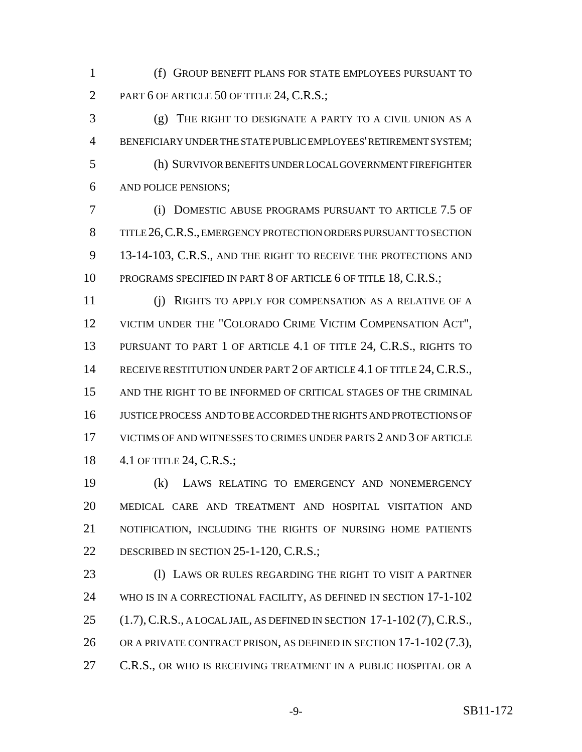(f) GROUP BENEFIT PLANS FOR STATE EMPLOYEES PURSUANT TO PART 6 OF ARTICLE 50 OF TITLE 24, C.R.S.;

(g) THE RIGHT TO DESIGNATE A PARTY TO A CIVIL UNION AS A BENEFICIARY UNDER THE STATE PUBLIC EMPLOYEES' RETIREMENT SYSTEM;

(h) SURVIVOR BENEFITS UNDER LOCAL GOVERNMENT FIREFIGHTER AND POLICE PENSIONS;

(i) DOMESTIC ABUSE PROGRAMS PURSUANT TO ARTICLE 7.5 OF TITLE 26, C.R.S., EMERGENCY PROTECTION ORDERS PURSUANT TO SECTION 13-14-103, C.R.S., AND THE RIGHT TO RECEIVE THE PROTECTIONS AND PROGRAMS SPECIFIED IN PART 8 OF ARTICLE 6 OF TITLE 18, C.R.S.;

(j) RIGHTS TO APPLY FOR COMPENSATION AS A RELATIVE OF A VICTIM UNDER THE "COLORADO CRIME VICTIM COMPENSATION ACT", PURSUANT TO PART 1 OF ARTICLE 4.1 OF TITLE 24, C.R.S., RIGHTS TO RECEIVE RESTITUTION UNDER PART 2 OF ARTICLE 4.1 OF TITLE 24, C.R.S., AND THE RIGHT TO BE INFORMED OF CRITICAL STAGES OF THE CRIMINAL JUSTICE PROCESS AND TO BE ACCORDED THE RIGHTS AND PROTECTIONS OF VICTIMS OF AND WITNESSES TO CRIMES UNDER PARTS 2 AND 3 OF ARTICLE 4.1 OF TITLE 24, C.R.S.;

(k) LAWS RELATING TO EMERGENCY AND NONEMERGENCY MEDICAL CARE AND TREATMENT AND HOSPITAL VISITATION AND NOTIFICATION, INCLUDING THE RIGHTS OF NURSING HOME PATIENTS DESCRIBED IN SECTION 25-1-120, C.R.S.;

(l) LAWS OR RULES REGARDING THE RIGHT TO VISIT A PARTNER WHO IS IN A CORRECTIONAL FACILITY, AS DEFINED IN SECTION 17-1-102 (1.7), C.R.S., A LOCAL JAIL, AS DEFINED IN SECTION 17-1-102 (7), C.R.S., OR A PRIVATE CONTRACT PRISON, AS DEFINED IN SECTION 17-1-102 (7.3), C.R.S., OR WHO IS RECEIVING TREATMENT IN A PUBLIC HOSPITAL OR A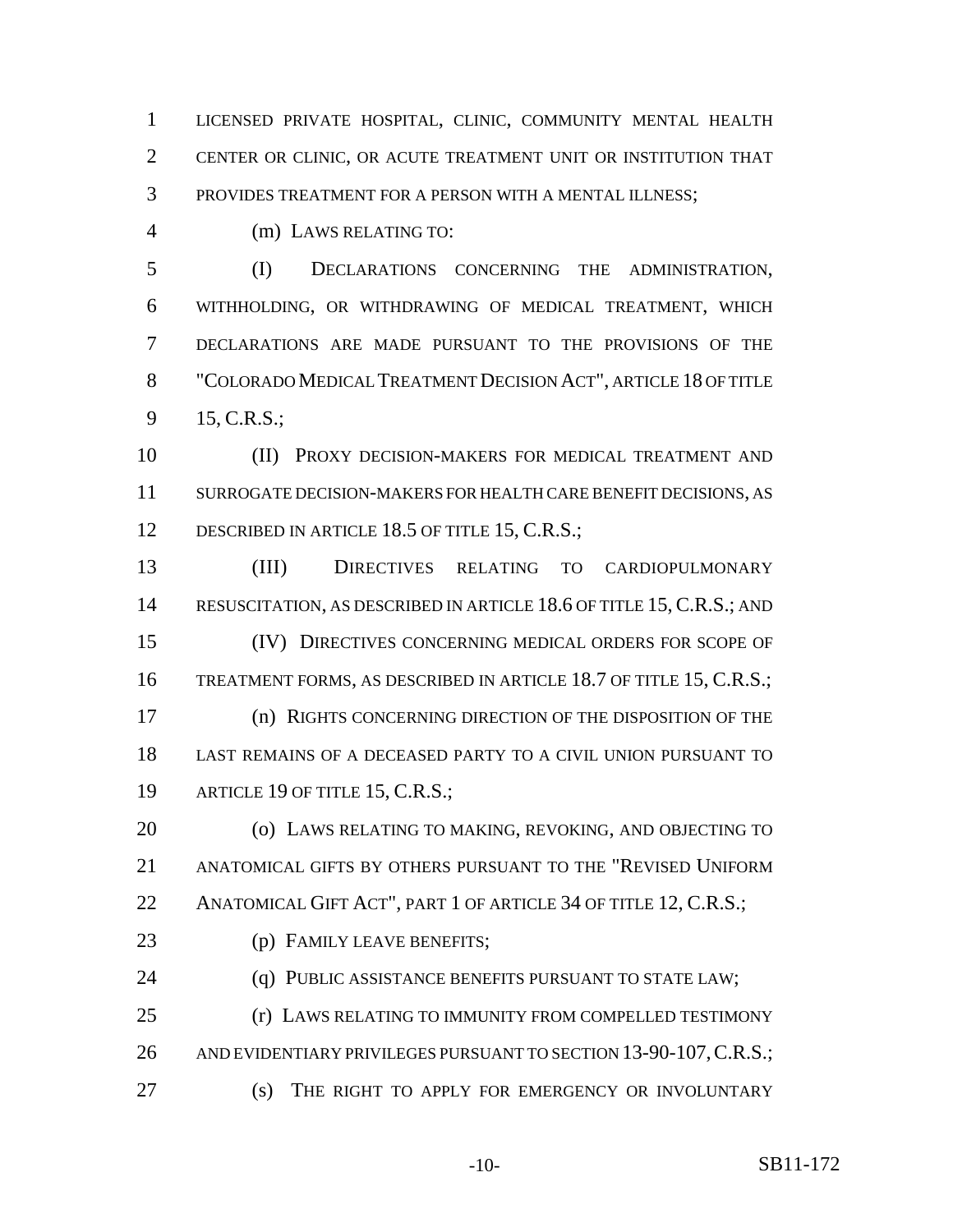LICENSED PRIVATE HOSPITAL, CLINIC, COMMUNITY MENTAL HEALTH CENTER OR CLINIC, OR ACUTE TREATMENT UNIT OR INSTITUTION THAT PROVIDES TREATMENT FOR A PERSON WITH A MENTAL ILLNESS;

(m) LAWS RELATING TO:

(I) DECLARATIONS CONCERNING THE ADMINISTRATION, WITHHOLDING, OR WITHDRAWING OF MEDICAL TREATMENT, WHICH DECLARATIONS ARE MADE PURSUANT TO THE PROVISIONS OF THE "COLORADO MEDICAL TREATMENT DECISION ACT", ARTICLE 18 OF TITLE 15, C.R.S.;

(II) PROXY DECISION-MAKERS FOR MEDICAL TREATMENT AND SURROGATE DECISION-MAKERS FOR HEALTH CARE BENEFIT DECISIONS, AS DESCRIBED IN ARTICLE 18.5 OF TITLE 15, C.R.S.;

(III) DIRECTIVES RELATING TO CARDIOPULMONARY RESUSCITATION, AS DESCRIBED IN ARTICLE 18.6 OF TITLE 15, C.R.S.; AND

(IV) DIRECTIVES CONCERNING MEDICAL ORDERS FOR SCOPE OF TREATMENT FORMS, AS DESCRIBED IN ARTICLE 18.7 OF TITLE 15, C.R.S.;

(n) RIGHTS CONCERNING DIRECTION OF THE DISPOSITION OF THE LAST REMAINS OF A DECEASED PARTY TO A CIVIL UNION PURSUANT TO ARTICLE 19 OF TITLE 15, C.R.S.;

(o) LAWS RELATING TO MAKING, REVOKING, AND OBJECTING TO ANATOMICAL GIFTS BY OTHERS PURSUANT TO THE "REVISED UNIFORM ANATOMICAL GIFT ACT", PART 1 OF ARTICLE 34 OF TITLE 12, C.R.S.;

(p) FAMILY LEAVE BENEFITS;

(q) PUBLIC ASSISTANCE BENEFITS PURSUANT TO STATE LAW;

(r) LAWS RELATING TO IMMUNITY FROM COMPELLED TESTIMONY AND EVIDENTIARY PRIVILEGES PURSUANT TO SECTION 13-90-107, C.R.S.;

(s) THE RIGHT TO APPLY FOR EMERGENCY OR INVOLUNTARY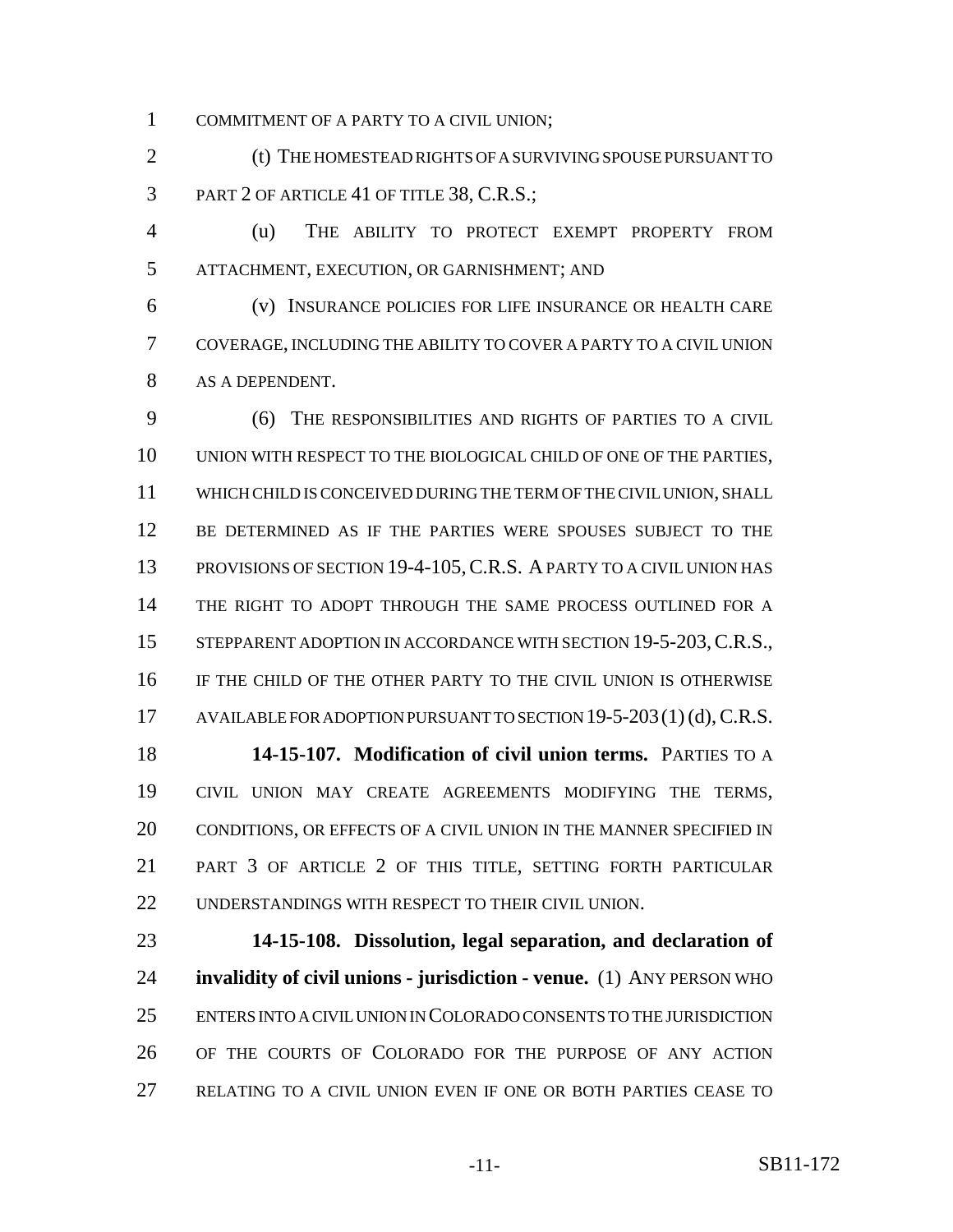COMMITMENT OF A PARTY TO A CIVIL UNION;

(t) THE HOMESTEAD RIGHTS OF A SURVIVING SPOUSE PURSUANT TO PART 2 OF ARTICLE 41 OF TITLE 38, C.R.S.;

(u) THE ABILITY TO PROTECT EXEMPT PROPERTY FROM ATTACHMENT, EXECUTION, OR GARNISHMENT; AND

(v) INSURANCE POLICIES FOR LIFE INSURANCE OR HEALTH CARE COVERAGE, INCLUDING THE ABILITY TO COVER A PARTY TO A CIVIL UNION AS A DEPENDENT.

(6) THE RESPONSIBILITIES AND RIGHTS OF PARTIES TO A CIVIL UNION WITH RESPECT TO THE BIOLOGICAL CHILD OF ONE OF THE PARTIES, WHICH CHILD IS CONCEIVED DURING THE TERM OF THE CIVIL UNION, SHALL BE DETERMINED AS IF THE PARTIES WERE SPOUSES SUBJECT TO THE PROVISIONS OF SECTION 19-4-105, C.R.S. A PARTY TO A CIVIL UNION HAS THE RIGHT TO ADOPT THROUGH THE SAME PROCESS OUTLINED FOR A STEPPARENT ADOPTION IN ACCORDANCE WITH SECTION 19-5-203, C.R.S., IF THE CHILD OF THE OTHER PARTY TO THE CIVIL UNION IS OTHERWISE AVAILABLE FOR ADOPTION PURSUANT TO SECTION 19-5-203 (1) (d), C.R.S.

**14-15-107. Modification of civil union terms.** PARTIES TO A CIVIL UNION MAY CREATE AGREEMENTS MODIFYING THE TERMS, CONDITIONS, OR EFFECTS OF A CIVIL UNION IN THE MANNER SPECIFIED IN PART 3 OF ARTICLE 2 OF THIS TITLE, SETTING FORTH PARTICULAR UNDERSTANDINGS WITH RESPECT TO THEIR CIVIL UNION.

**14-15-108. Dissolution, legal separation, and declaration of invalidity of civil unions - jurisdiction - venue.** (1) ANY PERSON WHO ENTERS INTO A CIVIL UNION IN COLORADO CONSENTS TO THE JURISDICTION OF THE COURTS OF COLORADO FOR THE PURPOSE OF ANY ACTION RELATING TO A CIVIL UNION EVEN IF ONE OR BOTH PARTIES CEASE TO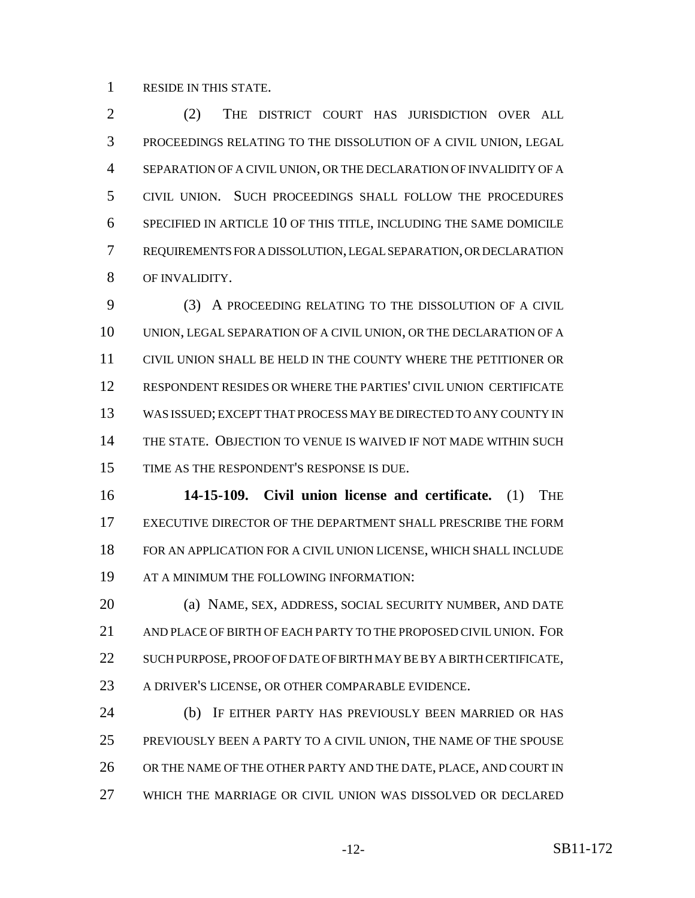RESIDE IN THIS STATE.

(2) THE DISTRICT COURT HAS JURISDICTION OVER ALL PROCEEDINGS RELATING TO THE DISSOLUTION OF A CIVIL UNION, LEGAL SEPARATION OF A CIVIL UNION, OR THE DECLARATION OF INVALIDITY OF A CIVIL UNION. SUCH PROCEEDINGS SHALL FOLLOW THE PROCEDURES SPECIFIED IN ARTICLE 10 OF THIS TITLE, INCLUDING THE SAME DOMICILE REQUIREMENTS FOR A DISSOLUTION, LEGAL SEPARATION, OR DECLARATION OF INVALIDITY.

(3) A PROCEEDING RELATING TO THE DISSOLUTION OF A CIVIL UNION, LEGAL SEPARATION OF A CIVIL UNION, OR THE DECLARATION OF A CIVIL UNION SHALL BE HELD IN THE COUNTY WHERE THE PETITIONER OR RESPONDENT RESIDES OR WHERE THE PARTIES' CIVIL UNION CERTIFICATE WAS ISSUED; EXCEPT THAT PROCESS MAY BE DIRECTED TO ANY COUNTY IN THE STATE. OBJECTION TO VENUE IS WAIVED IF NOT MADE WITHIN SUCH TIME AS THE RESPONDENT'S RESPONSE IS DUE.

**14-15-109. Civil union license and certificate.** (1) THE EXECUTIVE DIRECTOR OF THE DEPARTMENT SHALL PRESCRIBE THE FORM FOR AN APPLICATION FOR A CIVIL UNION LICENSE, WHICH SHALL INCLUDE AT A MINIMUM THE FOLLOWING INFORMATION:

(a) NAME, SEX, ADDRESS, SOCIAL SECURITY NUMBER, AND DATE AND PLACE OF BIRTH OF EACH PARTY TO THE PROPOSED CIVIL UNION. FOR SUCH PURPOSE, PROOF OF DATE OF BIRTH MAY BE BY A BIRTH CERTIFICATE, A DRIVER'S LICENSE, OR OTHER COMPARABLE EVIDENCE.

(b) IF EITHER PARTY HAS PREVIOUSLY BEEN MARRIED OR HAS PREVIOUSLY BEEN A PARTY TO A CIVIL UNION, THE NAME OF THE SPOUSE OR THE NAME OF THE OTHER PARTY AND THE DATE, PLACE, AND COURT IN WHICH THE MARRIAGE OR CIVIL UNION WAS DISSOLVED OR DECLARED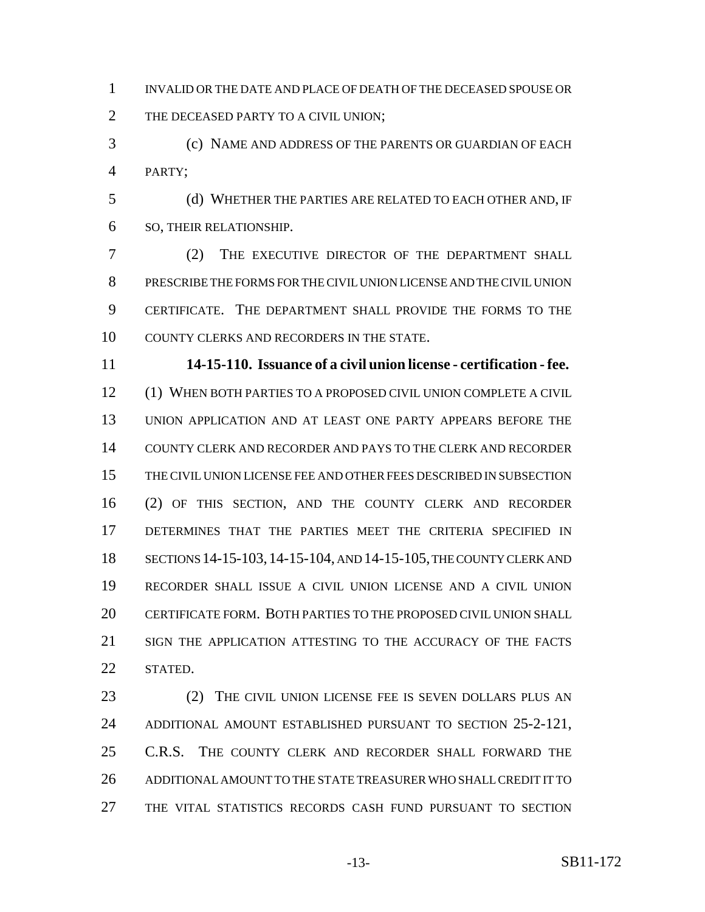INVALID OR THE DATE AND PLACE OF DEATH OF THE DECEASED SPOUSE OR THE DECEASED PARTY TO A CIVIL UNION;

(c) NAME AND ADDRESS OF THE PARENTS OR GUARDIAN OF EACH PARTY;

(d) WHETHER THE PARTIES ARE RELATED TO EACH OTHER AND, IF SO, THEIR RELATIONSHIP.

(2) THE EXECUTIVE DIRECTOR OF THE DEPARTMENT SHALL PRESCRIBE THE FORMS FOR THE CIVIL UNION LICENSE AND THE CIVIL UNION CERTIFICATE. THE DEPARTMENT SHALL PROVIDE THE FORMS TO THE COUNTY CLERKS AND RECORDERS IN THE STATE.

**14-15-110. Issuance of a civil union license - certification - fee.** (1) WHEN BOTH PARTIES TO A PROPOSED CIVIL UNION COMPLETE A CIVIL UNION APPLICATION AND AT LEAST ONE PARTY APPEARS BEFORE THE COUNTY CLERK AND RECORDER AND PAYS TO THE CLERK AND RECORDER THE CIVIL UNION LICENSE FEE AND OTHER FEES DESCRIBED IN SUBSECTION (2) OF THIS SECTION, AND THE COUNTY CLERK AND RECORDER DETERMINES THAT THE PARTIES MEET THE CRITERIA SPECIFIED IN SECTIONS 14-15-103, 14-15-104, AND 14-15-105, THE COUNTY CLERK AND RECORDER SHALL ISSUE A CIVIL UNION LICENSE AND A CIVIL UNION CERTIFICATE FORM. BOTH PARTIES TO THE PROPOSED CIVIL UNION SHALL SIGN THE APPLICATION ATTESTING TO THE ACCURACY OF THE FACTS STATED.

(2) THE CIVIL UNION LICENSE FEE IS SEVEN DOLLARS PLUS AN ADDITIONAL AMOUNT ESTABLISHED PURSUANT TO SECTION 25-2-121, C.R.S. THE COUNTY CLERK AND RECORDER SHALL FORWARD THE ADDITIONAL AMOUNT TO THE STATE TREASURER WHO SHALL CREDIT IT TO THE VITAL STATISTICS RECORDS CASH FUND PURSUANT TO SECTION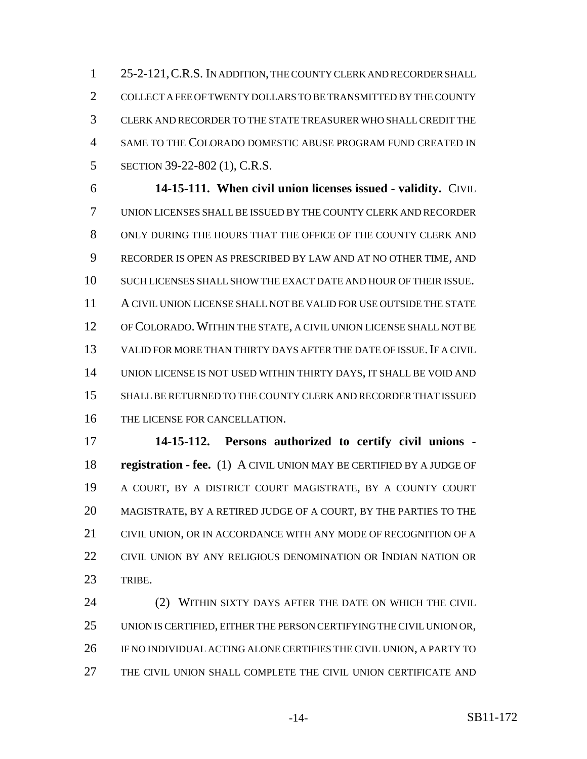25-2-121, C.R.S. IN ADDITION, THE COUNTY CLERK AND RECORDER SHALL COLLECT A FEE OF TWENTY DOLLARS TO BE TRANSMITTED BY THE COUNTY CLERK AND RECORDER TO THE STATE TREASURER WHO SHALL CREDIT THE SAME TO THE COLORADO DOMESTIC ABUSE PROGRAM FUND CREATED IN SECTION 39-22-802 (1), C.R.S.

**14-15-111. When civil union licenses issued - validity.** CIVIL UNION LICENSES SHALL BE ISSUED BY THE COUNTY CLERK AND RECORDER ONLY DURING THE HOURS THAT THE OFFICE OF THE COUNTY CLERK AND RECORDER IS OPEN AS PRESCRIBED BY LAW AND AT NO OTHER TIME, AND SUCH LICENSES SHALL SHOW THE EXACT DATE AND HOUR OF THEIR ISSUE. A CIVIL UNION LICENSE SHALL NOT BE VALID FOR USE OUTSIDE THE STATE OF COLORADO. WITHIN THE STATE, A CIVIL UNION LICENSE SHALL NOT BE VALID FOR MORE THAN THIRTY DAYS AFTER THE DATE OF ISSUE. IF A CIVIL UNION LICENSE IS NOT USED WITHIN THIRTY DAYS, IT SHALL BE VOID AND SHALL BE RETURNED TO THE COUNTY CLERK AND RECORDER THAT ISSUED THE LICENSE FOR CANCELLATION.

**14-15-112. Persons authorized to certify civil unions - registration - fee.** (1) A CIVIL UNION MAY BE CERTIFIED BY A JUDGE OF A COURT, BY A DISTRICT COURT MAGISTRATE, BY A COUNTY COURT MAGISTRATE, BY A RETIRED JUDGE OF A COURT, BY THE PARTIES TO THE CIVIL UNION, OR IN ACCORDANCE WITH ANY MODE OF RECOGNITION OF A CIVIL UNION BY ANY RELIGIOUS DENOMINATION OR INDIAN NATION OR TRIBE.

(2) WITHIN SIXTY DAYS AFTER THE DATE ON WHICH THE CIVIL UNION IS CERTIFIED, EITHER THE PERSON CERTIFYING THE CIVIL UNION OR, IF NO INDIVIDUAL ACTING ALONE CERTIFIES THE CIVIL UNION, A PARTY TO THE CIVIL UNION SHALL COMPLETE THE CIVIL UNION CERTIFICATE AND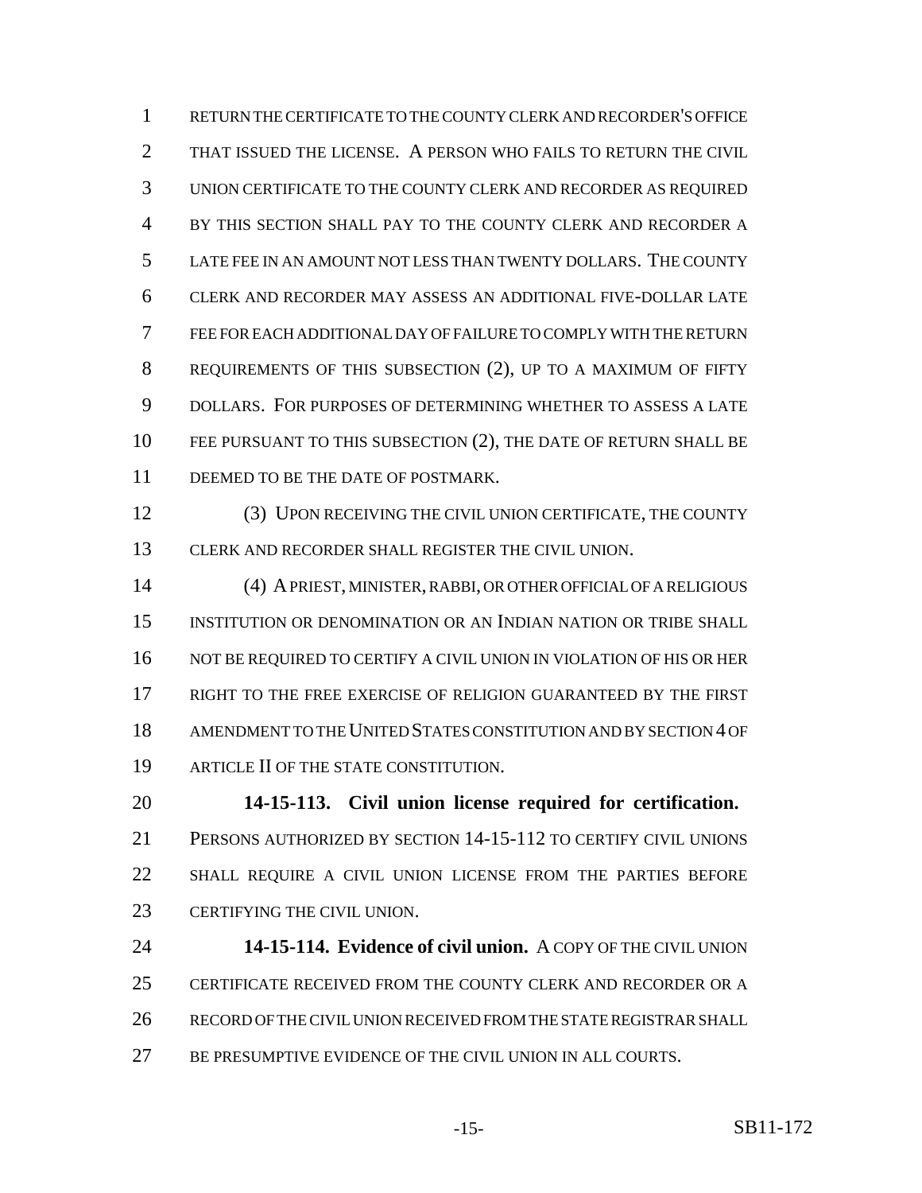RETURN THE CERTIFICATE TO THE COUNTY CLERK AND RECORDER'S OFFICE THAT ISSUED THE LICENSE. A PERSON WHO FAILS TO RETURN THE CIVIL UNION CERTIFICATE TO THE COUNTY CLERK AND RECORDER AS REQUIRED BY THIS SECTION SHALL PAY TO THE COUNTY CLERK AND RECORDER A LATE FEE IN AN AMOUNT NOT LESS THAN TWENTY DOLLARS. THE COUNTY CLERK AND RECORDER MAY ASSESS AN ADDITIONAL FIVE-DOLLAR LATE FEE FOR EACH ADDITIONAL DAY OF FAILURE TO COMPLY WITH THE RETURN REQUIREMENTS OF THIS SUBSECTION (2), UP TO A MAXIMUM OF FIFTY DOLLARS. FOR PURPOSES OF DETERMINING WHETHER TO ASSESS A LATE FEE PURSUANT TO THIS SUBSECTION (2), THE DATE OF RETURN SHALL BE DEEMED TO BE THE DATE OF POSTMARK.

(3) UPON RECEIVING THE CIVIL UNION CERTIFICATE, THE COUNTY CLERK AND RECORDER SHALL REGISTER THE CIVIL UNION.

(4) A PRIEST, MINISTER, RABBI, OR OTHER OFFICIAL OF A RELIGIOUS INSTITUTION OR DENOMINATION OR AN INDIAN NATION OR TRIBE SHALL NOT BE REQUIRED TO CERTIFY A CIVIL UNION IN VIOLATION OF HIS OR HER RIGHT TO THE FREE EXERCISE OF RELIGION GUARANTEED BY THE FIRST AMENDMENT TO THE UNITED STATES CONSTITUTION AND BY SECTION 4 OF ARTICLE II OF THE STATE CONSTITUTION.

**14-15-113. Civil union license required for certification.** PERSONS AUTHORIZED BY SECTION 14-15-112 TO CERTIFY CIVIL UNIONS SHALL REQUIRE A CIVIL UNION LICENSE FROM THE PARTIES BEFORE CERTIFYING THE CIVIL UNION.

**14-15-114. Evidence of civil union.** A COPY OF THE CIVIL UNION CERTIFICATE RECEIVED FROM THE COUNTY CLERK AND RECORDER OR A RECORD OF THE CIVIL UNION RECEIVED FROM THE STATE REGISTRAR SHALL BE PRESUMPTIVE EVIDENCE OF THE CIVIL UNION IN ALL COURTS.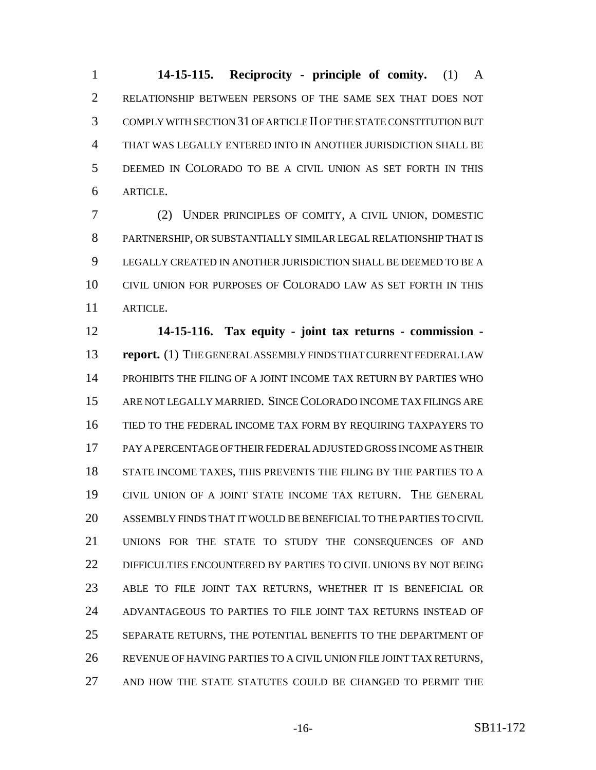**14-15-115. Reciprocity - principle of comity.** (1) A RELATIONSHIP BETWEEN PERSONS OF THE SAME SEX THAT DOES NOT COMPLY WITH SECTION 31 OF ARTICLE II OF THE STATE CONSTITUTION BUT THAT WAS LEGALLY ENTERED INTO IN ANOTHER JURISDICTION SHALL BE DEEMED IN COLORADO TO BE A CIVIL UNION AS SET FORTH IN THIS ARTICLE.

(2) UNDER PRINCIPLES OF COMITY, A CIVIL UNION, DOMESTIC PARTNERSHIP, OR SUBSTANTIALLY SIMILAR LEGAL RELATIONSHIP THAT IS LEGALLY CREATED IN ANOTHER JURISDICTION SHALL BE DEEMED TO BE A CIVIL UNION FOR PURPOSES OF COLORADO LAW AS SET FORTH IN THIS ARTICLE.

**14-15-116. Tax equity - joint tax returns - commission - report.** (1) THE GENERAL ASSEMBLY FINDS THAT CURRENT FEDERAL LAW PROHIBITS THE FILING OF A JOINT INCOME TAX RETURN BY PARTIES WHO ARE NOT LEGALLY MARRIED. SINCE COLORADO INCOME TAX FILINGS ARE TIED TO THE FEDERAL INCOME TAX FORM BY REQUIRING TAXPAYERS TO PAY A PERCENTAGE OF THEIR FEDERAL ADJUSTED GROSS INCOME AS THEIR STATE INCOME TAXES, THIS PREVENTS THE FILING BY THE PARTIES TO A CIVIL UNION OF A JOINT STATE INCOME TAX RETURN. THE GENERAL ASSEMBLY FINDS THAT IT WOULD BE BENEFICIAL TO THE PARTIES TO CIVIL UNIONS FOR THE STATE TO STUDY THE CONSEQUENCES OF AND DIFFICULTIES ENCOUNTERED BY PARTIES TO CIVIL UNIONS BY NOT BEING ABLE TO FILE JOINT TAX RETURNS, WHETHER IT IS BENEFICIAL OR ADVANTAGEOUS TO PARTIES TO FILE JOINT TAX RETURNS INSTEAD OF SEPARATE RETURNS, THE POTENTIAL BENEFITS TO THE DEPARTMENT OF REVENUE OF HAVING PARTIES TO A CIVIL UNION FILE JOINT TAX RETURNS, AND HOW THE STATE STATUTES COULD BE CHANGED TO PERMIT THE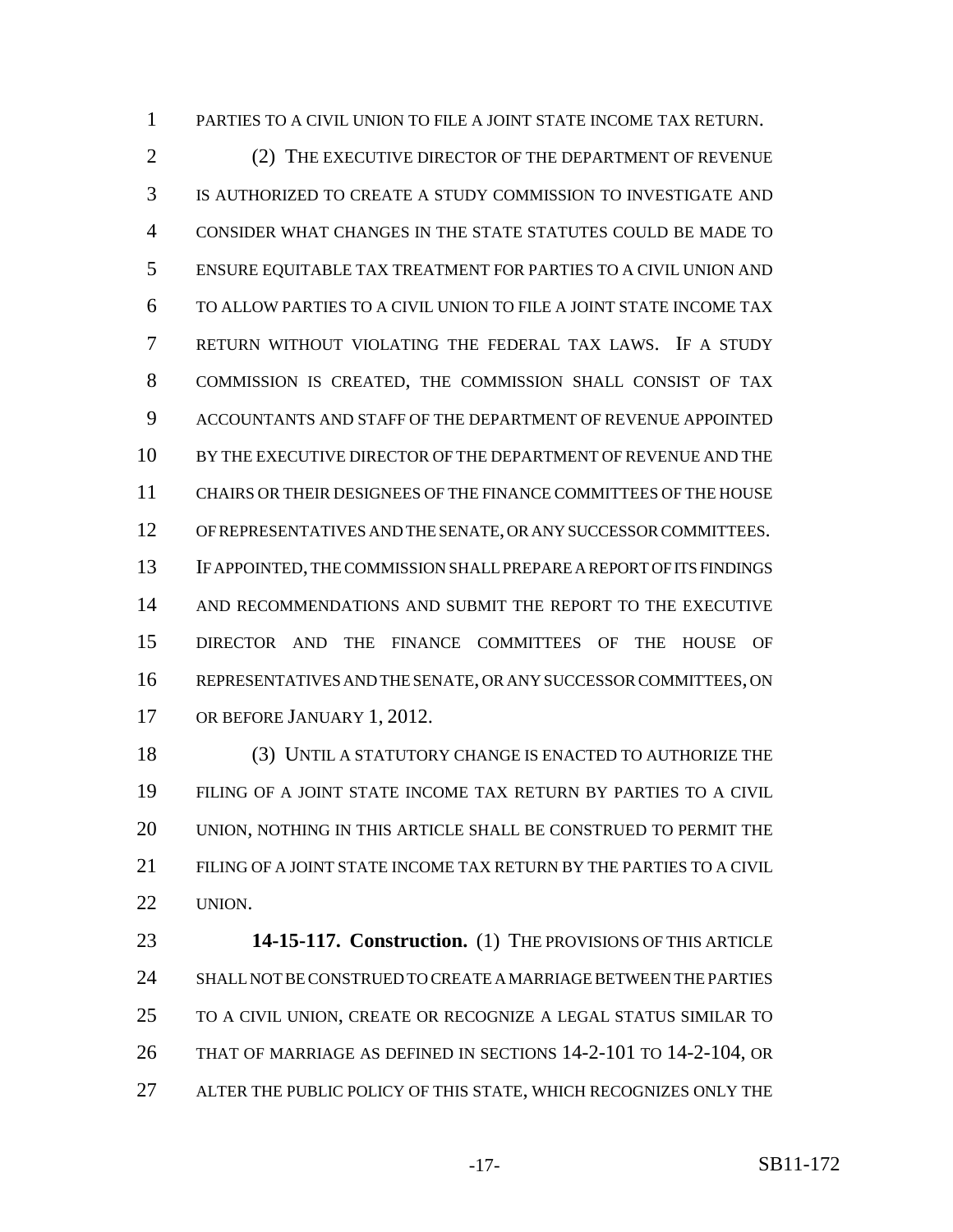PARTIES TO A CIVIL UNION TO FILE A JOINT STATE INCOME TAX RETURN.

(2) THE EXECUTIVE DIRECTOR OF THE DEPARTMENT OF REVENUE IS AUTHORIZED TO CREATE A STUDY COMMISSION TO INVESTIGATE AND CONSIDER WHAT CHANGES IN THE STATE STATUTES COULD BE MADE TO ENSURE EQUITABLE TAX TREATMENT FOR PARTIES TO A CIVIL UNION AND TO ALLOW PARTIES TO A CIVIL UNION TO FILE A JOINT STATE INCOME TAX RETURN WITHOUT VIOLATING THE FEDERAL TAX LAWS. IF A STUDY COMMISSION IS CREATED, THE COMMISSION SHALL CONSIST OF TAX ACCOUNTANTS AND STAFF OF THE DEPARTMENT OF REVENUE APPOINTED BY THE EXECUTIVE DIRECTOR OF THE DEPARTMENT OF REVENUE AND THE CHAIRS OR THEIR DESIGNEES OF THE FINANCE COMMITTEES OF THE HOUSE OF REPRESENTATIVES AND THE SENATE, OR ANY SUCCESSOR COMMITTEES. IF APPOINTED, THE COMMISSION SHALL PREPARE A REPORT OF ITS FINDINGS AND RECOMMENDATIONS AND SUBMIT THE REPORT TO THE EXECUTIVE DIRECTOR AND THE FINANCE COMMITTEES OF THE HOUSE OF REPRESENTATIVES AND THE SENATE, OR ANY SUCCESSOR COMMITTEES, ON OR BEFORE JANUARY 1, 2012.

(3) UNTIL A STATUTORY CHANGE IS ENACTED TO AUTHORIZE THE FILING OF A JOINT STATE INCOME TAX RETURN BY PARTIES TO A CIVIL UNION, NOTHING IN THIS ARTICLE SHALL BE CONSTRUED TO PERMIT THE FILING OF A JOINT STATE INCOME TAX RETURN BY THE PARTIES TO A CIVIL UNION.

**14-15-117. Construction.** (1) THE PROVISIONS OF THIS ARTICLE SHALL NOT BE CONSTRUED TO CREATE A MARRIAGE BETWEEN THE PARTIES TO A CIVIL UNION, CREATE OR RECOGNIZE A LEGAL STATUS SIMILAR TO THAT OF MARRIAGE AS DEFINED IN SECTIONS 14-2-101 TO 14-2-104, OR ALTER THE PUBLIC POLICY OF THIS STATE, WHICH RECOGNIZES ONLY THE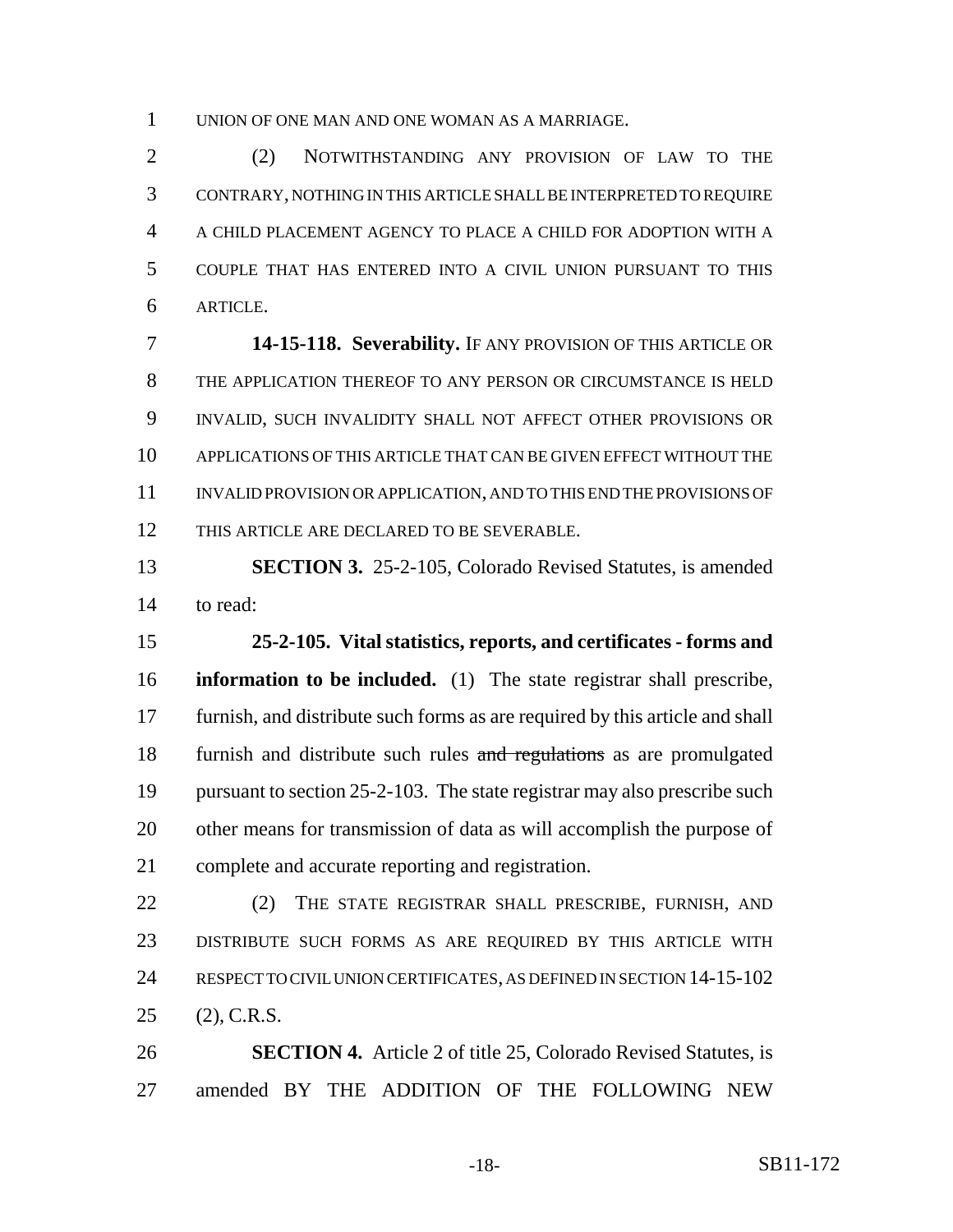UNION OF ONE MAN AND ONE WOMAN AS A MARRIAGE.

(2) NOTWITHSTANDING ANY PROVISION OF LAW TO THE CONTRARY, NOTHING IN THIS ARTICLE SHALL BE INTERPRETED TO REQUIRE A CHILD PLACEMENT AGENCY TO PLACE A CHILD FOR ADOPTION WITH A COUPLE THAT HAS ENTERED INTO A CIVIL UNION PURSUANT TO THIS ARTICLE.

**14-15-118. Severability.** IF ANY PROVISION OF THIS ARTICLE OR THE APPLICATION THEREOF TO ANY PERSON OR CIRCUMSTANCE IS HELD INVALID, SUCH INVALIDITY SHALL NOT AFFECT OTHER PROVISIONS OR APPLICATIONS OF THIS ARTICLE THAT CAN BE GIVEN EFFECT WITHOUT THE INVALID PROVISION OR APPLICATION, AND TO THIS END THE PROVISIONS OF THIS ARTICLE ARE DECLARED TO BE SEVERABLE.

**SECTION 3.** 25-2-105, Colorado Revised Statutes, is amended to read:

**25-2-105. Vital statistics, reports, and certificates - forms and information to be included.** (1) The state registrar shall prescribe, furnish, and distribute such forms as are required by this article and shall furnish and distribute such rules ~~and regulations~~ as are promulgated pursuant to section 25-2-103. The state registrar may also prescribe such other means for transmission of data as will accomplish the purpose of complete and accurate reporting and registration.

(2) THE STATE REGISTRAR SHALL PRESCRIBE, FURNISH, AND DISTRIBUTE SUCH FORMS AS ARE REQUIRED BY THIS ARTICLE WITH RESPECT TO CIVIL UNION CERTIFICATES, AS DEFINED IN SECTION 14-15-102 (2), C.R.S.

**SECTION 4.** Article 2 of title 25, Colorado Revised Statutes, is amended BY THE ADDITION OF THE FOLLOWING NEW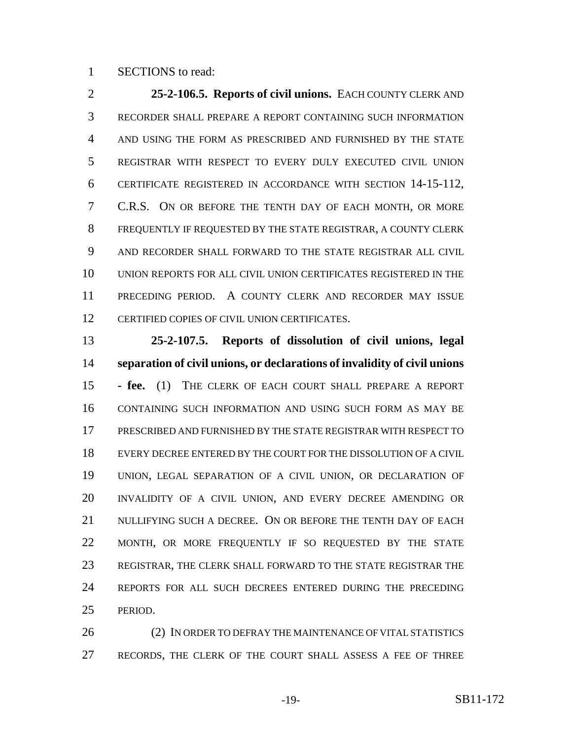SECTIONS to read:

**25-2-106.5. Reports of civil unions.** EACH COUNTY CLERK AND RECORDER SHALL PREPARE A REPORT CONTAINING SUCH INFORMATION AND USING THE FORM AS PRESCRIBED AND FURNISHED BY THE STATE REGISTRAR WITH RESPECT TO EVERY DULY EXECUTED CIVIL UNION CERTIFICATE REGISTERED IN ACCORDANCE WITH SECTION 14-15-112, C.R.S. ON OR BEFORE THE TENTH DAY OF EACH MONTH, OR MORE FREQUENTLY IF REQUESTED BY THE STATE REGISTRAR, A COUNTY CLERK AND RECORDER SHALL FORWARD TO THE STATE REGISTRAR ALL CIVIL UNION REPORTS FOR ALL CIVIL UNION CERTIFICATES REGISTERED IN THE PRECEDING PERIOD. A COUNTY CLERK AND RECORDER MAY ISSUE CERTIFIED COPIES OF CIVIL UNION CERTIFICATES.

**25-2-107.5. Reports of dissolution of civil unions, legal separation of civil unions, or declarations of invalidity of civil unions - fee.** (1) THE CLERK OF EACH COURT SHALL PREPARE A REPORT CONTAINING SUCH INFORMATION AND USING SUCH FORM AS MAY BE PRESCRIBED AND FURNISHED BY THE STATE REGISTRAR WITH RESPECT TO EVERY DECREE ENTERED BY THE COURT FOR THE DISSOLUTION OF A CIVIL UNION, LEGAL SEPARATION OF A CIVIL UNION, OR DECLARATION OF INVALIDITY OF A CIVIL UNION, AND EVERY DECREE AMENDING OR NULLIFYING SUCH A DECREE. ON OR BEFORE THE TENTH DAY OF EACH MONTH, OR MORE FREQUENTLY IF SO REQUESTED BY THE STATE REGISTRAR, THE CLERK SHALL FORWARD TO THE STATE REGISTRAR THE REPORTS FOR ALL SUCH DECREES ENTERED DURING THE PRECEDING PERIOD.

(2) IN ORDER TO DEFRAY THE MAINTENANCE OF VITAL STATISTICS RECORDS, THE CLERK OF THE COURT SHALL ASSESS A FEE OF THREE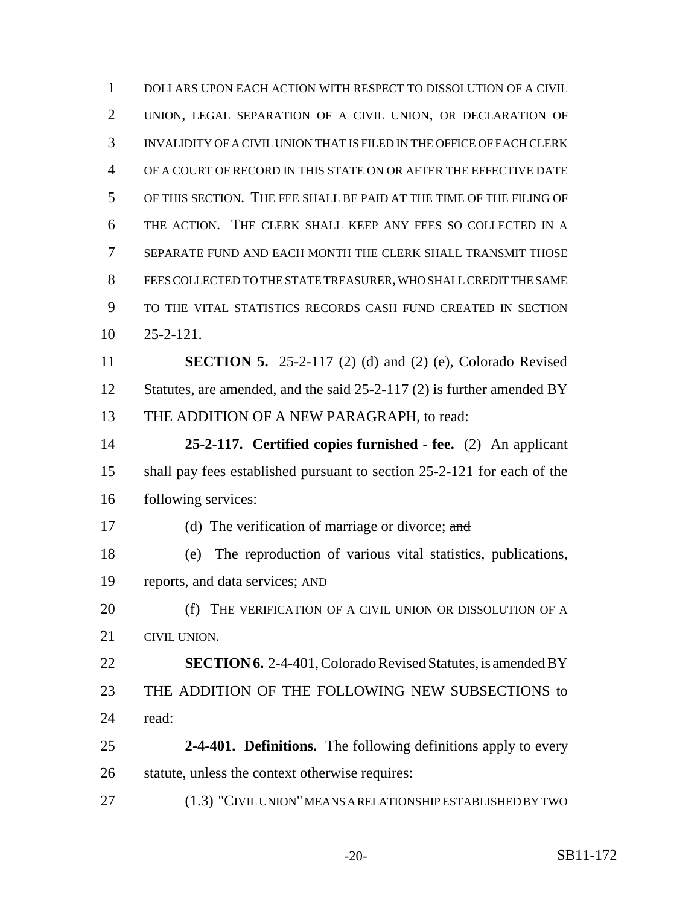DOLLARS UPON EACH ACTION WITH RESPECT TO DISSOLUTION OF A CIVIL UNION, LEGAL SEPARATION OF A CIVIL UNION, OR DECLARATION OF INVALIDITY OF A CIVIL UNION THAT IS FILED IN THE OFFICE OF EACH CLERK OF A COURT OF RECORD IN THIS STATE ON OR AFTER THE EFFECTIVE DATE OF THIS SECTION. THE FEE SHALL BE PAID AT THE TIME OF THE FILING OF THE ACTION. THE CLERK SHALL KEEP ANY FEES SO COLLECTED IN A SEPARATE FUND AND EACH MONTH THE CLERK SHALL TRANSMIT THOSE FEES COLLECTED TO THE STATE TREASURER, WHO SHALL CREDIT THE SAME TO THE VITAL STATISTICS RECORDS CASH FUND CREATED IN SECTION 25-2-121.

**SECTION 5.** 25-2-117 (2) (d) and (2) (e), Colorado Revised Statutes, are amended, and the said 25-2-117 (2) is further amended BY THE ADDITION OF A NEW PARAGRAPH, to read:

**25-2-117. Certified copies furnished - fee.** (2) An applicant shall pay fees established pursuant to section 25-2-121 for each of the following services:

(d) The verification of marriage or divorce; ~~and~~

(e) The reproduction of various vital statistics, publications, reports, and data services; AND

(f) THE VERIFICATION OF A CIVIL UNION OR DISSOLUTION OF A CIVIL UNION.

**SECTION 6.** 2-4-401, Colorado Revised Statutes, is amended BY THE ADDITION OF THE FOLLOWING NEW SUBSECTIONS to read:

**2-4-401. Definitions.** The following definitions apply to every statute, unless the context otherwise requires:

(1.3) "CIVIL UNION" MEANS A RELATIONSHIP ESTABLISHED BY TWO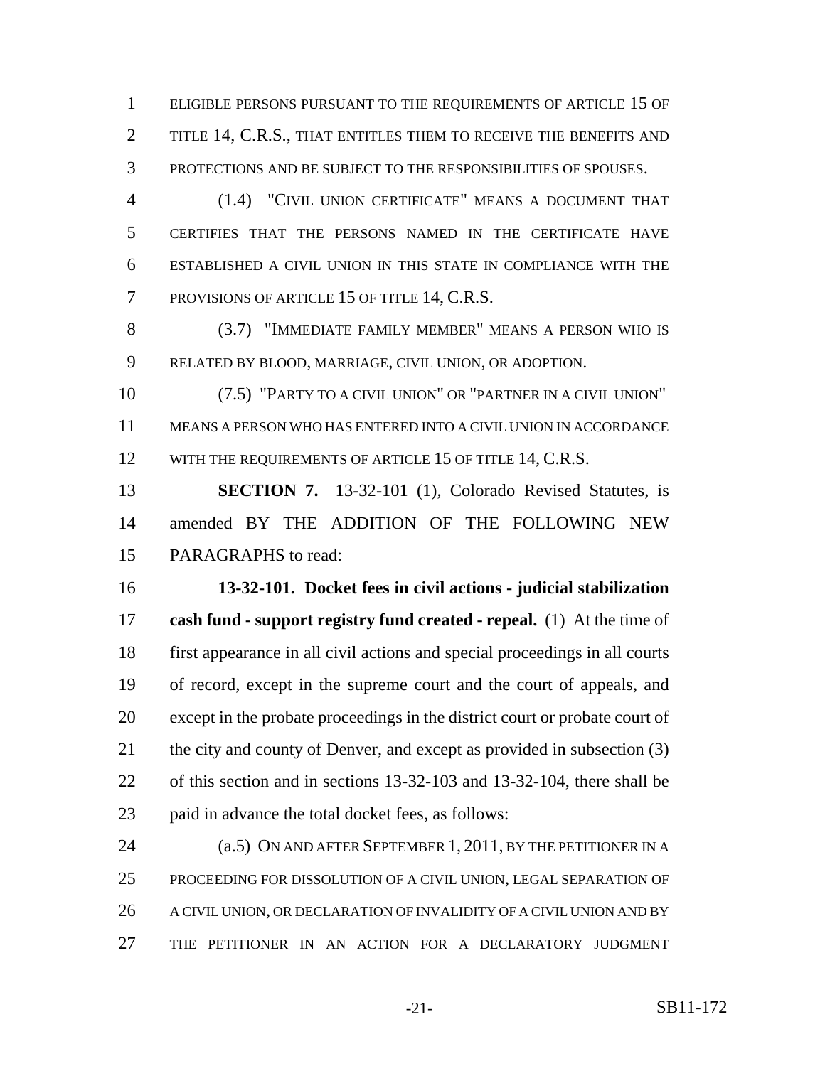ELIGIBLE PERSONS PURSUANT TO THE REQUIREMENTS OF ARTICLE 15 OF TITLE 14, C.R.S., THAT ENTITLES THEM TO RECEIVE THE BENEFITS AND PROTECTIONS AND BE SUBJECT TO THE RESPONSIBILITIES OF SPOUSES.

(1.4) "CIVIL UNION CERTIFICATE" MEANS A DOCUMENT THAT CERTIFIES THAT THE PERSONS NAMED IN THE CERTIFICATE HAVE ESTABLISHED A CIVIL UNION IN THIS STATE IN COMPLIANCE WITH THE PROVISIONS OF ARTICLE 15 OF TITLE 14, C.R.S.

(3.7) "IMMEDIATE FAMILY MEMBER" MEANS A PERSON WHO IS RELATED BY BLOOD, MARRIAGE, CIVIL UNION, OR ADOPTION.

(7.5) "PARTY TO A CIVIL UNION" OR "PARTNER IN A CIVIL UNION" MEANS A PERSON WHO HAS ENTERED INTO A CIVIL UNION IN ACCORDANCE WITH THE REQUIREMENTS OF ARTICLE 15 OF TITLE 14, C.R.S.

**SECTION 7.** 13-32-101 (1), Colorado Revised Statutes, is amended BY THE ADDITION OF THE FOLLOWING NEW PARAGRAPHS to read:

**13-32-101. Docket fees in civil actions - judicial stabilization cash fund - support registry fund created - repeal.** (1) At the time of first appearance in all civil actions and special proceedings in all courts of record, except in the supreme court and the court of appeals, and except in the probate proceedings in the district court or probate court of the city and county of Denver, and except as provided in subsection (3) of this section and in sections 13-32-103 and 13-32-104, there shall be paid in advance the total docket fees, as follows:

(a.5) ON AND AFTER SEPTEMBER 1, 2011, BY THE PETITIONER IN A PROCEEDING FOR DISSOLUTION OF A CIVIL UNION, LEGAL SEPARATION OF A CIVIL UNION, OR DECLARATION OF INVALIDITY OF A CIVIL UNION AND BY THE PETITIONER IN AN ACTION FOR A DECLARATORY JUDGMENT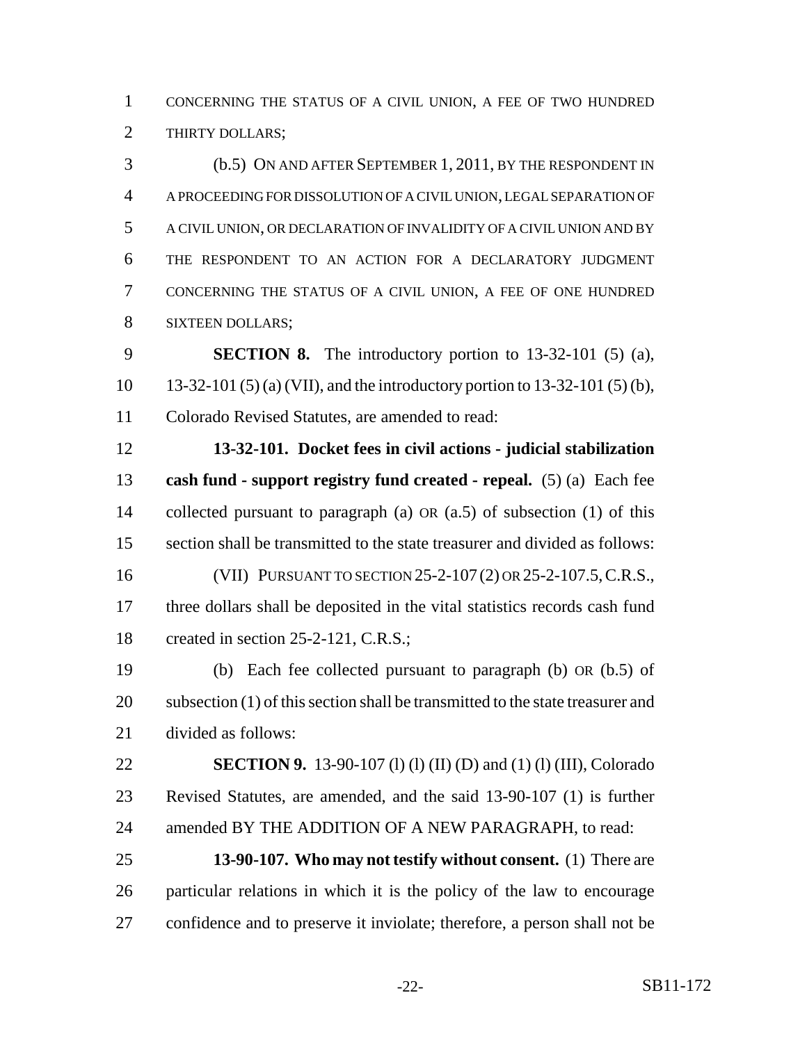CONCERNING THE STATUS OF A CIVIL UNION, A FEE OF TWO HUNDRED THIRTY DOLLARS;

(b.5) ON AND AFTER SEPTEMBER 1, 2011, BY THE RESPONDENT IN A PROCEEDING FOR DISSOLUTION OF A CIVIL UNION, LEGAL SEPARATION OF A CIVIL UNION, OR DECLARATION OF INVALIDITY OF A CIVIL UNION AND BY THE RESPONDENT TO AN ACTION FOR A DECLARATORY JUDGMENT CONCERNING THE STATUS OF A CIVIL UNION, A FEE OF ONE HUNDRED SIXTEEN DOLLARS;

**SECTION 8.** The introductory portion to 13-32-101 (5) (a), 13-32-101 (5) (a) (VII), and the introductory portion to 13-32-101 (5) (b), Colorado Revised Statutes, are amended to read:

**13-32-101. Docket fees in civil actions - judicial stabilization cash fund - support registry fund created - repeal.** (5) (a) Each fee collected pursuant to paragraph (a) OR (a.5) of subsection (1) of this section shall be transmitted to the state treasurer and divided as follows:

(VII) PURSUANT TO SECTION 25-2-107 (2) OR 25-2-107.5, C.R.S., three dollars shall be deposited in the vital statistics records cash fund created in section 25-2-121, C.R.S.;

(b) Each fee collected pursuant to paragraph (b) OR (b.5) of subsection (1) of this section shall be transmitted to the state treasurer and divided as follows:

**SECTION 9.** 13-90-107 (l) (l) (II) (D) and (1) (l) (III), Colorado Revised Statutes, are amended, and the said 13-90-107 (1) is further amended BY THE ADDITION OF A NEW PARAGRAPH, to read:

**13-90-107. Who may not testify without consent.** (1) There are particular relations in which it is the policy of the law to encourage confidence and to preserve it inviolate; therefore, a person shall not be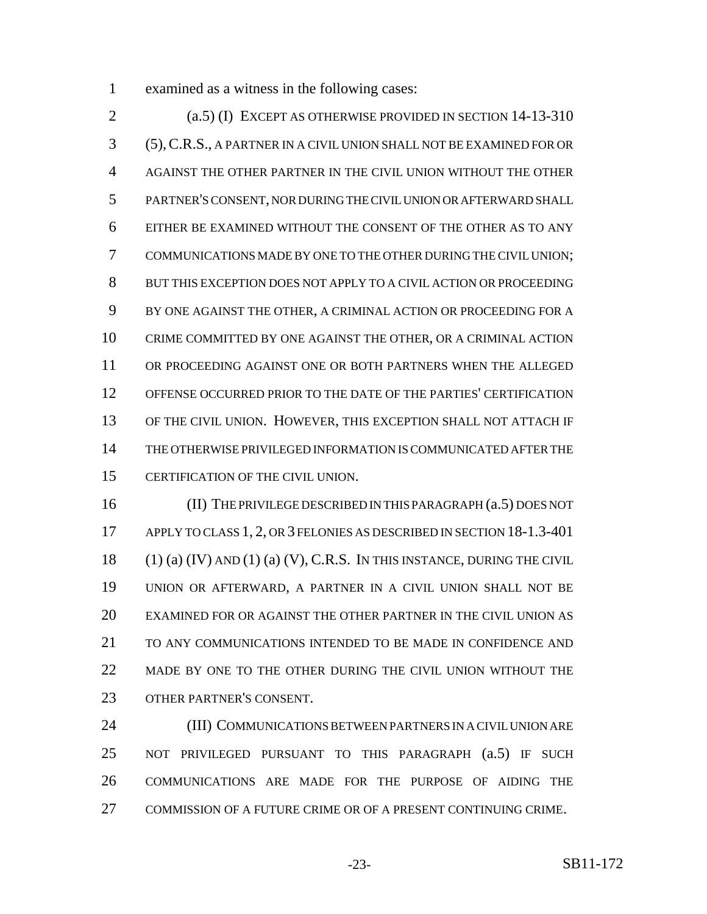examined as a witness in the following cases:

(a.5) (I) EXCEPT AS OTHERWISE PROVIDED IN SECTION 14-13-310 (5), C.R.S., A PARTNER IN A CIVIL UNION SHALL NOT BE EXAMINED FOR OR AGAINST THE OTHER PARTNER IN THE CIVIL UNION WITHOUT THE OTHER PARTNER'S CONSENT, NOR DURING THE CIVIL UNION OR AFTERWARD SHALL EITHER BE EXAMINED WITHOUT THE CONSENT OF THE OTHER AS TO ANY COMMUNICATIONS MADE BY ONE TO THE OTHER DURING THE CIVIL UNION; BUT THIS EXCEPTION DOES NOT APPLY TO A CIVIL ACTION OR PROCEEDING BY ONE AGAINST THE OTHER, A CRIMINAL ACTION OR PROCEEDING FOR A CRIME COMMITTED BY ONE AGAINST THE OTHER, OR A CRIMINAL ACTION OR PROCEEDING AGAINST ONE OR BOTH PARTNERS WHEN THE ALLEGED OFFENSE OCCURRED PRIOR TO THE DATE OF THE PARTIES' CERTIFICATION OF THE CIVIL UNION. HOWEVER, THIS EXCEPTION SHALL NOT ATTACH IF THE OTHERWISE PRIVILEGED INFORMATION IS COMMUNICATED AFTER THE CERTIFICATION OF THE CIVIL UNION.

(II) THE PRIVILEGE DESCRIBED IN THIS PARAGRAPH (a.5) DOES NOT APPLY TO CLASS 1, 2, OR 3 FELONIES AS DESCRIBED IN SECTION 18-1.3-401 (1) (a) (IV) AND (1) (a) (V), C.R.S. IN THIS INSTANCE, DURING THE CIVIL UNION OR AFTERWARD, A PARTNER IN A CIVIL UNION SHALL NOT BE EXAMINED FOR OR AGAINST THE OTHER PARTNER IN THE CIVIL UNION AS TO ANY COMMUNICATIONS INTENDED TO BE MADE IN CONFIDENCE AND MADE BY ONE TO THE OTHER DURING THE CIVIL UNION WITHOUT THE OTHER PARTNER'S CONSENT.

(III) COMMUNICATIONS BETWEEN PARTNERS IN A CIVIL UNION ARE NOT PRIVILEGED PURSUANT TO THIS PARAGRAPH (a.5) IF SUCH COMMUNICATIONS ARE MADE FOR THE PURPOSE OF AIDING THE COMMISSION OF A FUTURE CRIME OR OF A PRESENT CONTINUING CRIME.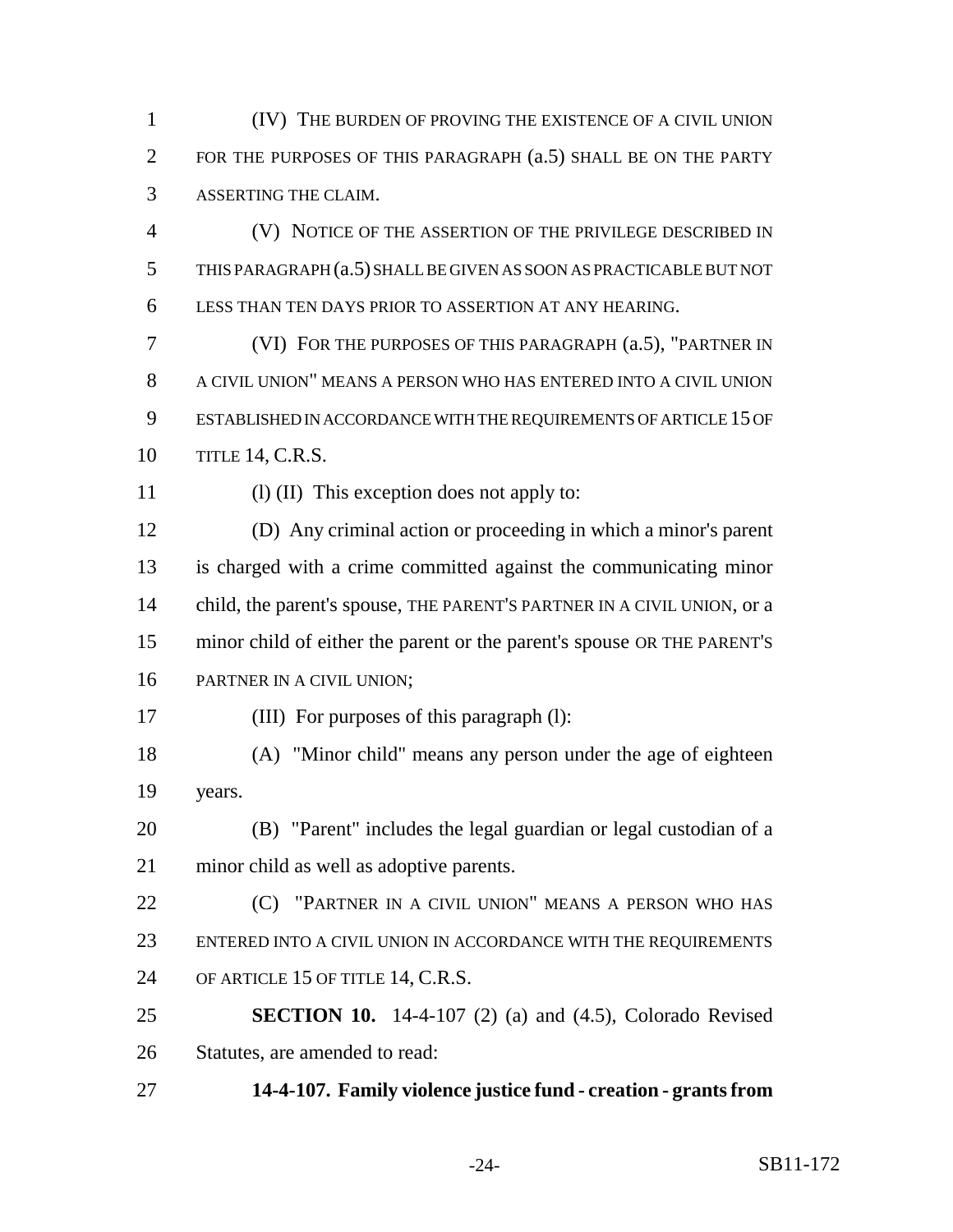(IV) THE BURDEN OF PROVING THE EXISTENCE OF A CIVIL UNION FOR THE PURPOSES OF THIS PARAGRAPH (a.5) SHALL BE ON THE PARTY ASSERTING THE CLAIM.

(V) NOTICE OF THE ASSERTION OF THE PRIVILEGE DESCRIBED IN THIS PARAGRAPH (a.5) SHALL BE GIVEN AS SOON AS PRACTICABLE BUT NOT LESS THAN TEN DAYS PRIOR TO ASSERTION AT ANY HEARING.

(VI) FOR THE PURPOSES OF THIS PARAGRAPH (a.5), "PARTNER IN A CIVIL UNION" MEANS A PERSON WHO HAS ENTERED INTO A CIVIL UNION ESTABLISHED IN ACCORDANCE WITH THE REQUIREMENTS OF ARTICLE 15 OF TITLE 14, C.R.S.

(l) (II) This exception does not apply to:

(D) Any criminal action or proceeding in which a minor's parent is charged with a crime committed against the communicating minor child, the parent's spouse, THE PARENT'S PARTNER IN A CIVIL UNION, or a minor child of either the parent or the parent's spouse OR THE PARENT'S PARTNER IN A CIVIL UNION;

(III) For purposes of this paragraph (l):

(A) "Minor child" means any person under the age of eighteen years.

(B) "Parent" includes the legal guardian or legal custodian of a minor child as well as adoptive parents.

(C) "PARTNER IN A CIVIL UNION" MEANS A PERSON WHO HAS ENTERED INTO A CIVIL UNION IN ACCORDANCE WITH THE REQUIREMENTS OF ARTICLE 15 OF TITLE 14, C.R.S.

**SECTION 10.** 14-4-107 (2) (a) and (4.5), Colorado Revised Statutes, are amended to read:

**14-4-107. Family violence justice fund - creation - grants from**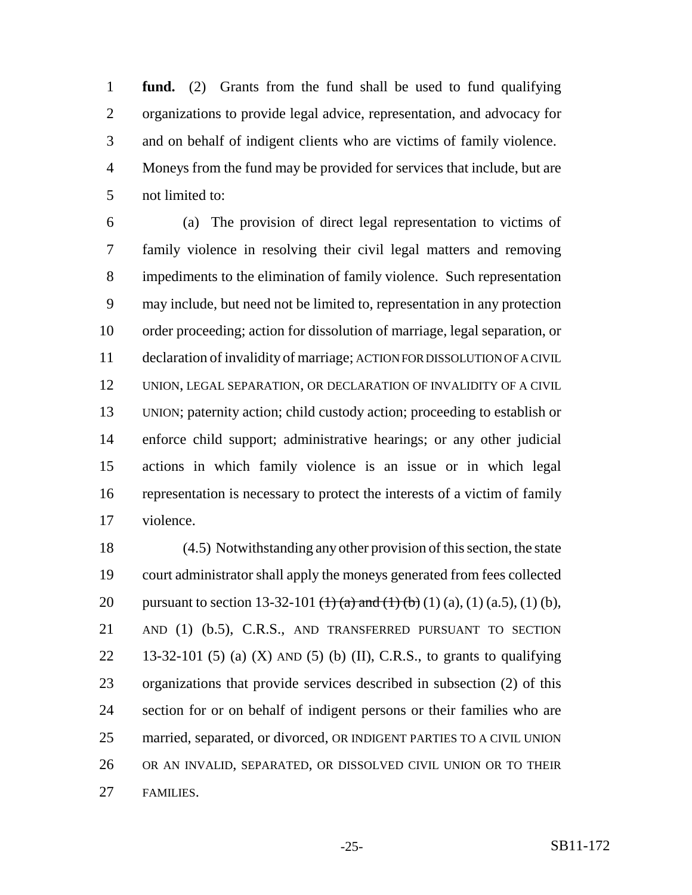**fund.** (2) Grants from the fund shall be used to fund qualifying organizations to provide legal advice, representation, and advocacy for and on behalf of indigent clients who are victims of family violence. Moneys from the fund may be provided for services that include, but are not limited to:

(a) The provision of direct legal representation to victims of family violence in resolving their civil legal matters and removing impediments to the elimination of family violence. Such representation may include, but need not be limited to, representation in any protection order proceeding; action for dissolution of marriage, legal separation, or declaration of invalidity of marriage; ACTION FOR DISSOLUTION OF A CIVIL UNION, LEGAL SEPARATION, OR DECLARATION OF INVALIDITY OF A CIVIL UNION; paternity action; child custody action; proceeding to establish or enforce child support; administrative hearings; or any other judicial actions in which family violence is an issue or in which legal representation is necessary to protect the interests of a victim of family violence.

(4.5) Notwithstanding any other provision of this section, the state court administrator shall apply the moneys generated from fees collected pursuant to section 13-32-101 ~~(1) (a) and (1) (b)~~ (1) (a), (1) (a.5), (1) (b), AND (1) (b.5), C.R.S., AND TRANSFERRED PURSUANT TO SECTION 13-32-101 (5) (a) (X) AND (5) (b) (II), C.R.S., to grants to qualifying organizations that provide services described in subsection (2) of this section for or on behalf of indigent persons or their families who are married, separated, or divorced, OR INDIGENT PARTIES TO A CIVIL UNION OR AN INVALID, SEPARATED, OR DISSOLVED CIVIL UNION OR TO THEIR FAMILIES.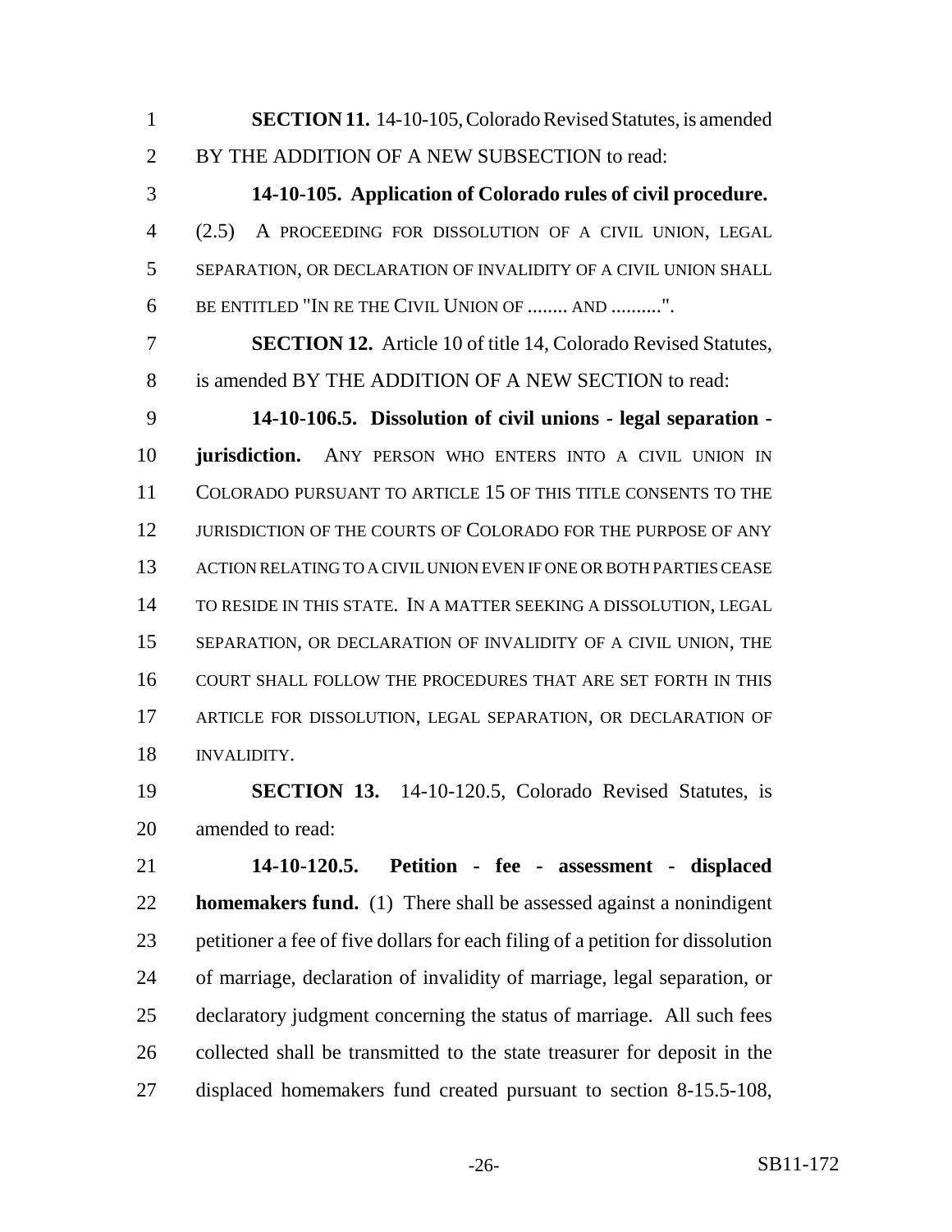**SECTION 11.** 14-10-105, Colorado Revised Statutes, is amended BY THE ADDITION OF A NEW SUBSECTION to read:

**14-10-105. Application of Colorado rules of civil procedure.** (2.5) A PROCEEDING FOR DISSOLUTION OF A CIVIL UNION, LEGAL SEPARATION, OR DECLARATION OF INVALIDITY OF A CIVIL UNION SHALL BE ENTITLED "IN RE THE CIVIL UNION OF ........ AND ..........".

**SECTION 12.** Article 10 of title 14, Colorado Revised Statutes, is amended BY THE ADDITION OF A NEW SECTION to read:

**14-10-106.5. Dissolution of civil unions - legal separation - jurisdiction.** ANY PERSON WHO ENTERS INTO A CIVIL UNION IN COLORADO PURSUANT TO ARTICLE 15 OF THIS TITLE CONSENTS TO THE JURISDICTION OF THE COURTS OF COLORADO FOR THE PURPOSE OF ANY ACTION RELATING TO A CIVIL UNION EVEN IF ONE OR BOTH PARTIES CEASE TO RESIDE IN THIS STATE. IN A MATTER SEEKING A DISSOLUTION, LEGAL SEPARATION, OR DECLARATION OF INVALIDITY OF A CIVIL UNION, THE COURT SHALL FOLLOW THE PROCEDURES THAT ARE SET FORTH IN THIS ARTICLE FOR DISSOLUTION, LEGAL SEPARATION, OR DECLARATION OF INVALIDITY.

**SECTION 13.** 14-10-120.5, Colorado Revised Statutes, is amended to read:

**14-10-120.5. Petition - fee - assessment - displaced homemakers fund.** (1) There shall be assessed against a nonindigent petitioner a fee of five dollars for each filing of a petition for dissolution of marriage, declaration of invalidity of marriage, legal separation, or declaratory judgment concerning the status of marriage. All such fees collected shall be transmitted to the state treasurer for deposit in the displaced homemakers fund created pursuant to section 8-15.5-108,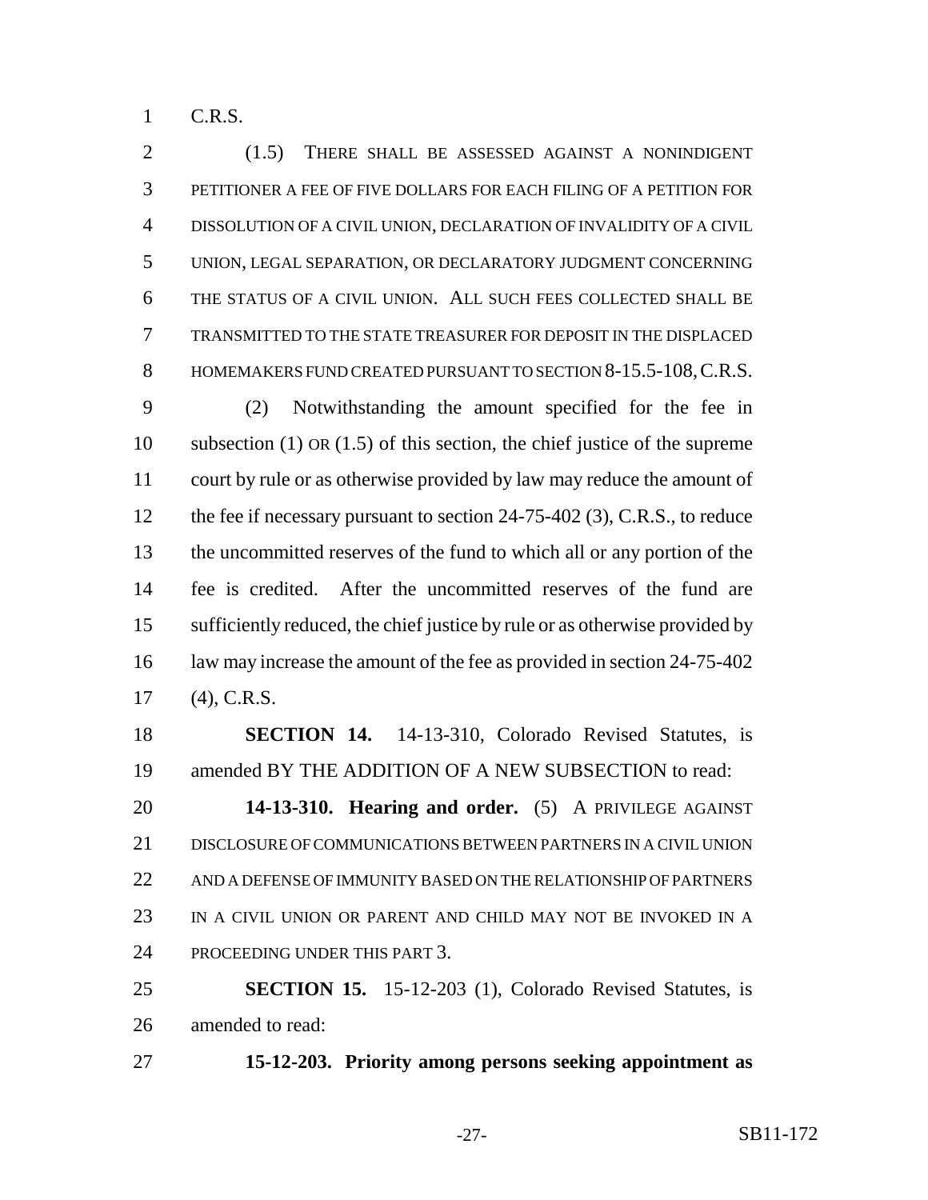C.R.S.

(1.5) THERE SHALL BE ASSESSED AGAINST A NONINDIGENT PETITIONER A FEE OF FIVE DOLLARS FOR EACH FILING OF A PETITION FOR DISSOLUTION OF A CIVIL UNION, DECLARATION OF INVALIDITY OF A CIVIL UNION, LEGAL SEPARATION, OR DECLARATORY JUDGMENT CONCERNING THE STATUS OF A CIVIL UNION. ALL SUCH FEES COLLECTED SHALL BE TRANSMITTED TO THE STATE TREASURER FOR DEPOSIT IN THE DISPLACED HOMEMAKERS FUND CREATED PURSUANT TO SECTION 8-15.5-108, C.R.S.

(2) Notwithstanding the amount specified for the fee in subsection (1) OR (1.5) of this section, the chief justice of the supreme court by rule or as otherwise provided by law may reduce the amount of the fee if necessary pursuant to section 24-75-402 (3), C.R.S., to reduce the uncommitted reserves of the fund to which all or any portion of the fee is credited. After the uncommitted reserves of the fund are sufficiently reduced, the chief justice by rule or as otherwise provided by law may increase the amount of the fee as provided in section 24-75-402 (4), C.R.S.

**SECTION 14.** 14-13-310, Colorado Revised Statutes, is amended BY THE ADDITION OF A NEW SUBSECTION to read:

**14-13-310. Hearing and order.** (5) A PRIVILEGE AGAINST DISCLOSURE OF COMMUNICATIONS BETWEEN PARTNERS IN A CIVIL UNION AND A DEFENSE OF IMMUNITY BASED ON THE RELATIONSHIP OF PARTNERS IN A CIVIL UNION OR PARENT AND CHILD MAY NOT BE INVOKED IN A PROCEEDING UNDER THIS PART 3.

**SECTION 15.** 15-12-203 (1), Colorado Revised Statutes, is amended to read:

**15-12-203. Priority among persons seeking appointment as**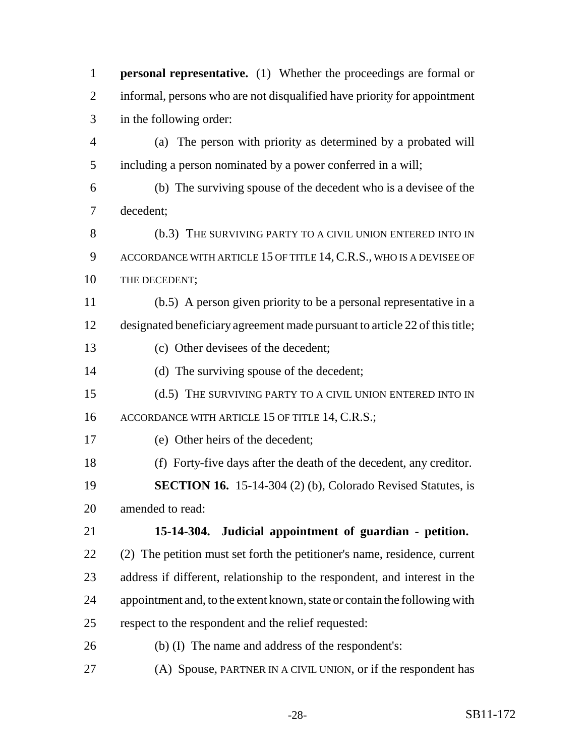**personal representative.** (1) Whether the proceedings are formal or informal, persons who are not disqualified have priority for appointment in the following order:

(a) The person with priority as determined by a probated will including a person nominated by a power conferred in a will;

(b) The surviving spouse of the decedent who is a devisee of the decedent;

(b.3) THE SURVIVING PARTY TO A CIVIL UNION ENTERED INTO IN ACCORDANCE WITH ARTICLE 15 OF TITLE 14, C.R.S., WHO IS A DEVISEE OF THE DECEDENT;

(b.5) A person given priority to be a personal representative in a designated beneficiary agreement made pursuant to article 22 of this title;

(c) Other devisees of the decedent;

(d) The surviving spouse of the decedent;

(d.5) THE SURVIVING PARTY TO A CIVIL UNION ENTERED INTO IN ACCORDANCE WITH ARTICLE 15 OF TITLE 14, C.R.S.;

(e) Other heirs of the decedent;

(f) Forty-five days after the death of the decedent, any creditor.

**SECTION 16.** 15-14-304 (2) (b), Colorado Revised Statutes, is amended to read:

**15-14-304. Judicial appointment of guardian - petition.** (2) The petition must set forth the petitioner's name, residence, current address if different, relationship to the respondent, and interest in the appointment and, to the extent known, state or contain the following with respect to the respondent and the relief requested:

(b) (I) The name and address of the respondent's:

(A) Spouse, PARTNER IN A CIVIL UNION, or if the respondent has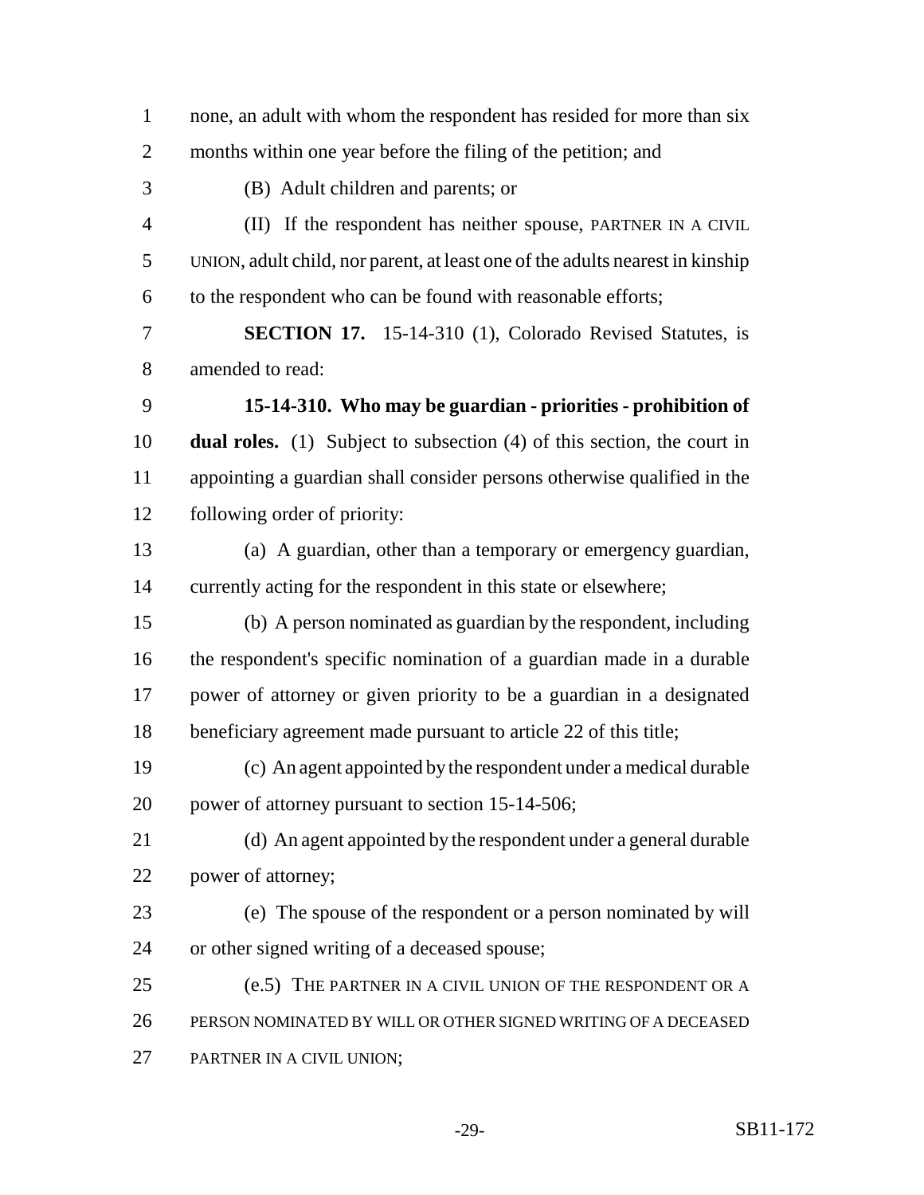none, an adult with whom the respondent has resided for more than six months within one year before the filing of the petition; and

(B) Adult children and parents; or

(II) If the respondent has neither spouse, PARTNER IN A CIVIL UNION, adult child, nor parent, at least one of the adults nearest in kinship to the respondent who can be found with reasonable efforts;

**SECTION 17.** 15-14-310 (1), Colorado Revised Statutes, is amended to read:

**15-14-310. Who may be guardian - priorities - prohibition of dual roles.** (1) Subject to subsection (4) of this section, the court in appointing a guardian shall consider persons otherwise qualified in the following order of priority:

(a) A guardian, other than a temporary or emergency guardian, currently acting for the respondent in this state or elsewhere;

(b) A person nominated as guardian by the respondent, including the respondent's specific nomination of a guardian made in a durable power of attorney or given priority to be a guardian in a designated beneficiary agreement made pursuant to article 22 of this title;

(c) An agent appointed by the respondent under a medical durable power of attorney pursuant to section 15-14-506;

(d) An agent appointed by the respondent under a general durable power of attorney;

(e) The spouse of the respondent or a person nominated by will or other signed writing of a deceased spouse;

(e.5) THE PARTNER IN A CIVIL UNION OF THE RESPONDENT OR A PERSON NOMINATED BY WILL OR OTHER SIGNED WRITING OF A DECEASED PARTNER IN A CIVIL UNION;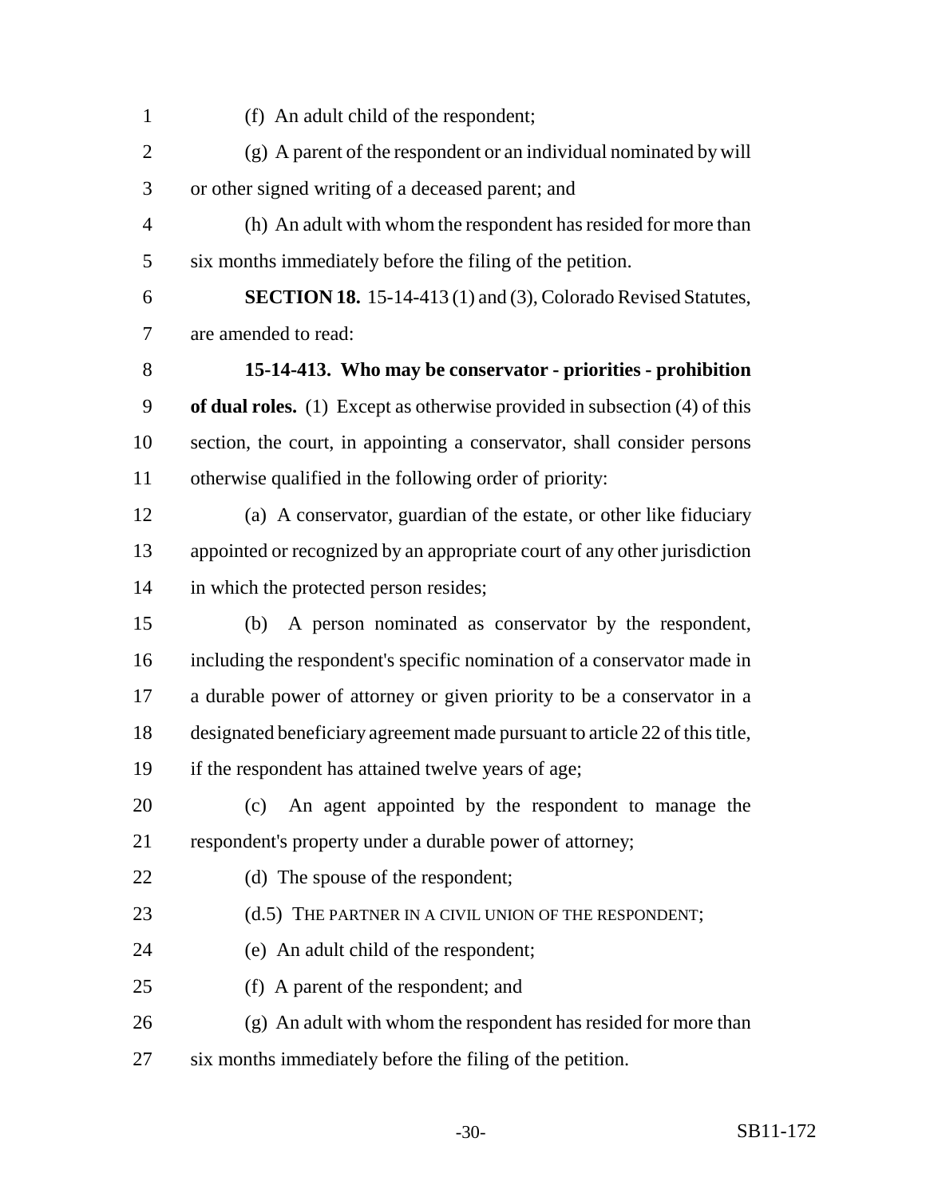(f) An adult child of the respondent;

(g) A parent of the respondent or an individual nominated by will or other signed writing of a deceased parent; and

(h) An adult with whom the respondent has resided for more than six months immediately before the filing of the petition.

**SECTION 18.** 15-14-413 (1) and (3), Colorado Revised Statutes, are amended to read:

**15-14-413. Who may be conservator - priorities - prohibition of dual roles.** (1) Except as otherwise provided in subsection (4) of this section, the court, in appointing a conservator, shall consider persons otherwise qualified in the following order of priority:

(a) A conservator, guardian of the estate, or other like fiduciary appointed or recognized by an appropriate court of any other jurisdiction in which the protected person resides;

(b) A person nominated as conservator by the respondent, including the respondent's specific nomination of a conservator made in a durable power of attorney or given priority to be a conservator in a designated beneficiary agreement made pursuant to article 22 of this title, if the respondent has attained twelve years of age;

(c) An agent appointed by the respondent to manage the respondent's property under a durable power of attorney;

(d) The spouse of the respondent;

(d.5) THE PARTNER IN A CIVIL UNION OF THE RESPONDENT;

(e) An adult child of the respondent;

(f) A parent of the respondent; and

(g) An adult with whom the respondent has resided for more than six months immediately before the filing of the petition.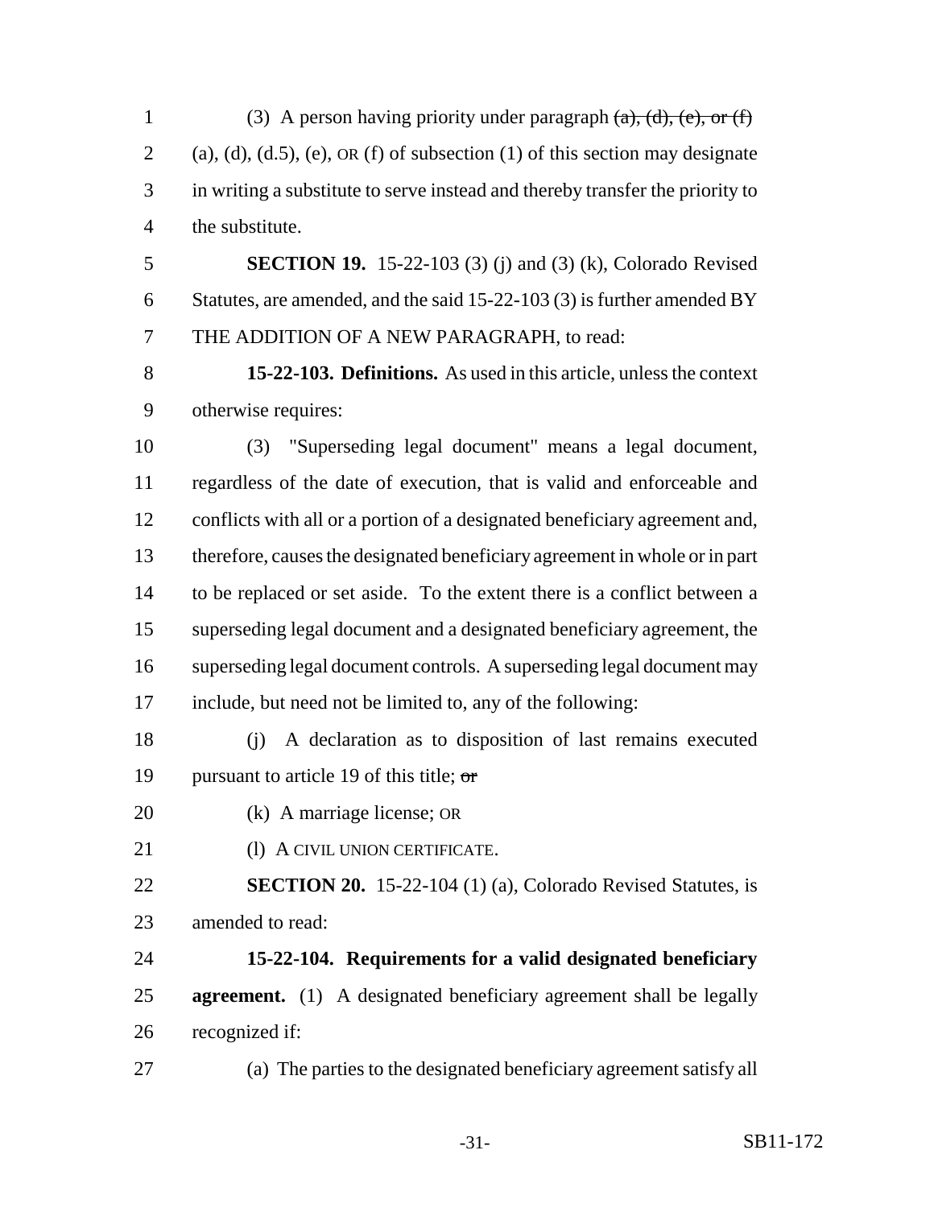(3) A person having priority under paragraph ~~(a), (d), (e), or (f)~~ (a), (d), (d.5), (e), OR (f) of subsection (1) of this section may designate in writing a substitute to serve instead and thereby transfer the priority to the substitute.

**SECTION 19.** 15-22-103 (3) (j) and (3) (k), Colorado Revised Statutes, are amended, and the said 15-22-103 (3) is further amended BY THE ADDITION OF A NEW PARAGRAPH, to read:

**15-22-103. Definitions.** As used in this article, unless the context otherwise requires:

(3) "Superseding legal document" means a legal document, regardless of the date of execution, that is valid and enforceable and conflicts with all or a portion of a designated beneficiary agreement and, therefore, causes the designated beneficiary agreement in whole or in part to be replaced or set aside. To the extent there is a conflict between a superseding legal document and a designated beneficiary agreement, the superseding legal document controls. A superseding legal document may include, but need not be limited to, any of the following:

(j) A declaration as to disposition of last remains executed pursuant to article 19 of this title; ~~or~~

(k) A marriage license; OR

(l) A CIVIL UNION CERTIFICATE.

**SECTION 20.** 15-22-104 (1) (a), Colorado Revised Statutes, is amended to read:

**15-22-104. Requirements for a valid designated beneficiary agreement.** (1) A designated beneficiary agreement shall be legally recognized if:

(a) The parties to the designated beneficiary agreement satisfy all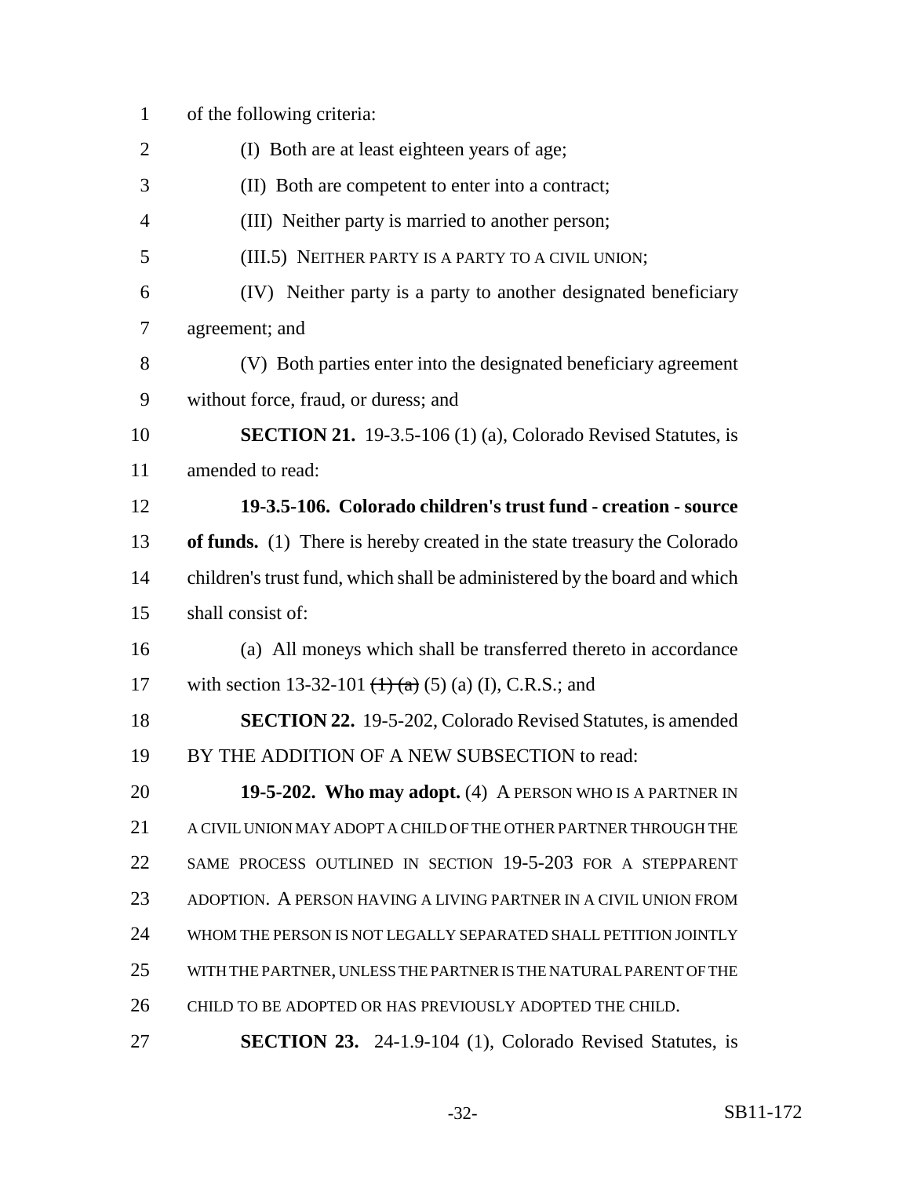of the following criteria:

(I) Both are at least eighteen years of age;

(II) Both are competent to enter into a contract;

(III) Neither party is married to another person;

(III.5) NEITHER PARTY IS A PARTY TO A CIVIL UNION;

(IV) Neither party is a party to another designated beneficiary agreement; and

(V) Both parties enter into the designated beneficiary agreement without force, fraud, or duress; and

**SECTION 21.** 19-3.5-106 (1) (a), Colorado Revised Statutes, is amended to read:

**19-3.5-106. Colorado children's trust fund - creation - source of funds.** (1) There is hereby created in the state treasury the Colorado children's trust fund, which shall be administered by the board and which shall consist of:

(a) All moneys which shall be transferred thereto in accordance with section 13-32-101 ~~(1) (a)~~ (5) (a) (I), C.R.S.; and

**SECTION 22.** 19-5-202, Colorado Revised Statutes, is amended BY THE ADDITION OF A NEW SUBSECTION to read:

**19-5-202. Who may adopt.** (4) A PERSON WHO IS A PARTNER IN A CIVIL UNION MAY ADOPT A CHILD OF THE OTHER PARTNER THROUGH THE SAME PROCESS OUTLINED IN SECTION 19-5-203 FOR A STEPPARENT ADOPTION. A PERSON HAVING A LIVING PARTNER IN A CIVIL UNION FROM WHOM THE PERSON IS NOT LEGALLY SEPARATED SHALL PETITION JOINTLY WITH THE PARTNER, UNLESS THE PARTNER IS THE NATURAL PARENT OF THE CHILD TO BE ADOPTED OR HAS PREVIOUSLY ADOPTED THE CHILD.

**SECTION 23.** 24-1.9-104 (1), Colorado Revised Statutes, is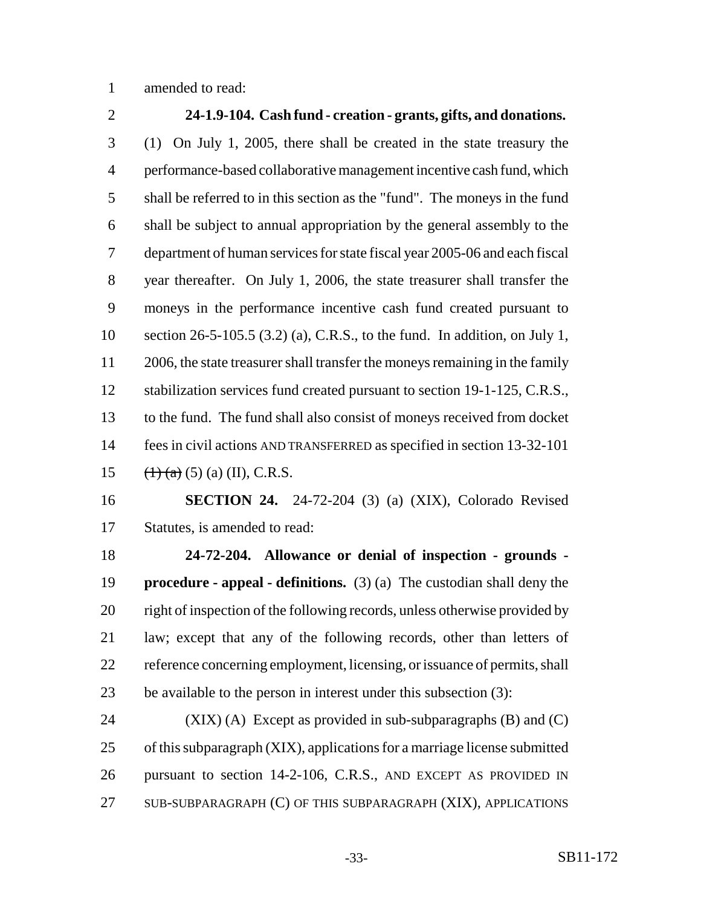amended to read:

**24-1.9-104. Cash fund - creation - grants, gifts, and donations.** (1) On July 1, 2005, there shall be created in the state treasury the performance-based collaborative management incentive cash fund, which shall be referred to in this section as the "fund". The moneys in the fund shall be subject to annual appropriation by the general assembly to the department of human services for state fiscal year 2005-06 and each fiscal year thereafter. On July 1, 2006, the state treasurer shall transfer the moneys in the performance incentive cash fund created pursuant to section 26-5-105.5 (3.2) (a), C.R.S., to the fund. In addition, on July 1, 2006, the state treasurer shall transfer the moneys remaining in the family stabilization services fund created pursuant to section 19-1-125, C.R.S., to the fund. The fund shall also consist of moneys received from docket fees in civil actions AND TRANSFERRED as specified in section 13-32-101 ~~(1) (a)~~ (5) (a) (II), C.R.S.

**SECTION 24.** 24-72-204 (3) (a) (XIX), Colorado Revised Statutes, is amended to read:

**24-72-204. Allowance or denial of inspection - grounds - procedure - appeal - definitions.** (3) (a) The custodian shall deny the right of inspection of the following records, unless otherwise provided by law; except that any of the following records, other than letters of reference concerning employment, licensing, or issuance of permits, shall be available to the person in interest under this subsection (3):

(XIX) (A) Except as provided in sub-subparagraphs (B) and (C) of this subparagraph (XIX), applications for a marriage license submitted pursuant to section 14-2-106, C.R.S., AND EXCEPT AS PROVIDED IN SUB-SUBPARAGRAPH (C) OF THIS SUBPARAGRAPH (XIX), APPLICATIONS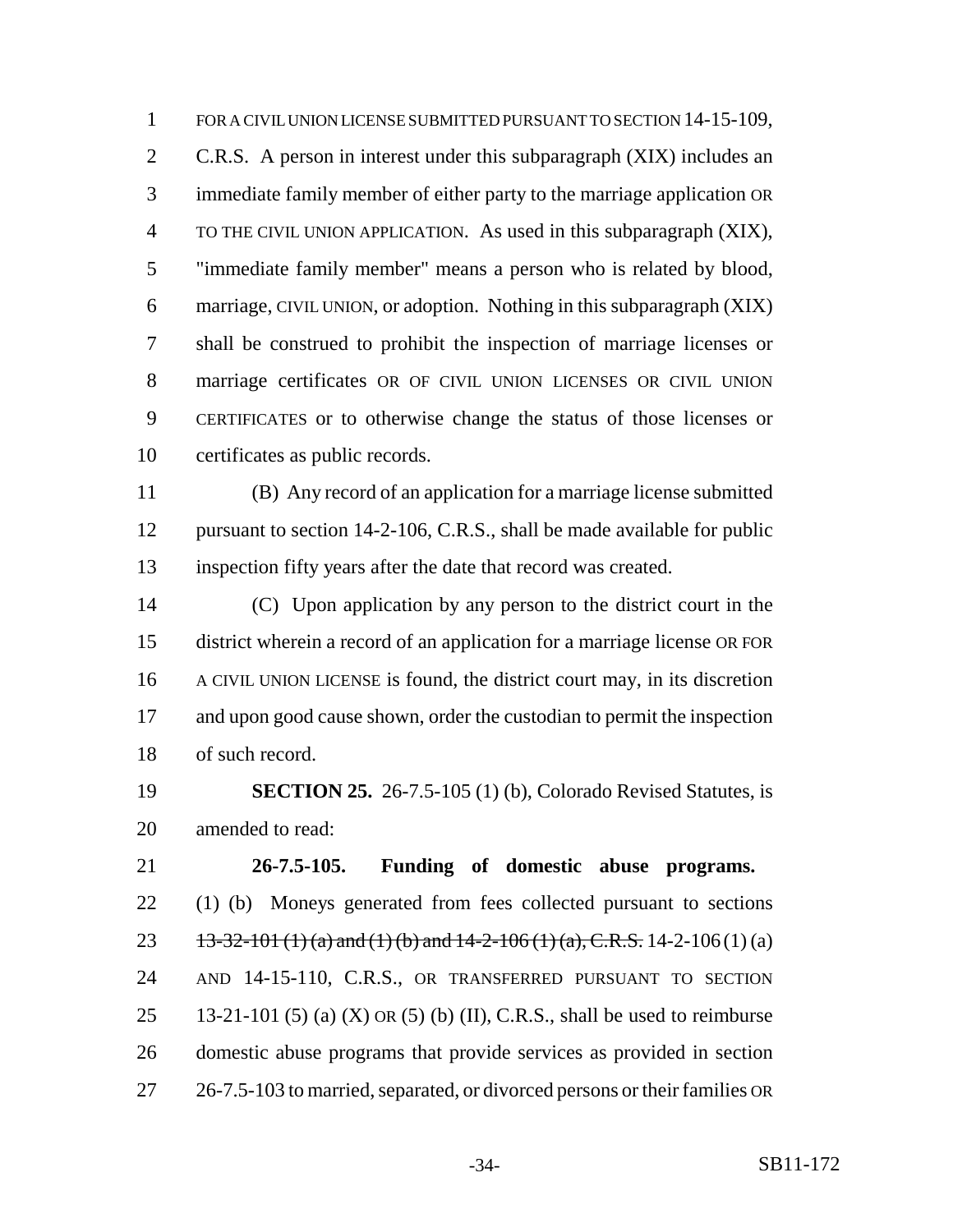FOR A CIVIL UNION LICENSE SUBMITTED PURSUANT TO SECTION 14-15-109, C.R.S. A person in interest under this subparagraph (XIX) includes an immediate family member of either party to the marriage application OR TO THE CIVIL UNION APPLICATION. As used in this subparagraph (XIX), "immediate family member" means a person who is related by blood, marriage, CIVIL UNION, or adoption. Nothing in this subparagraph (XIX) shall be construed to prohibit the inspection of marriage licenses or marriage certificates OR OF CIVIL UNION LICENSES OR CIVIL UNION CERTIFICATES or to otherwise change the status of those licenses or certificates as public records.

(B) Any record of an application for a marriage license submitted pursuant to section 14-2-106, C.R.S., shall be made available for public inspection fifty years after the date that record was created.

(C) Upon application by any person to the district court in the district wherein a record of an application for a marriage license OR FOR A CIVIL UNION LICENSE is found, the district court may, in its discretion and upon good cause shown, order the custodian to permit the inspection of such record.

**SECTION 25.** 26-7.5-105 (1) (b), Colorado Revised Statutes, is amended to read:

**26-7.5-105. Funding of domestic abuse programs.** (1) (b) Moneys generated from fees collected pursuant to sections ~~13-32-101 (1) (a) and (1) (b) and 14-2-106 (1) (a), C.R.S.~~ 14-2-106 (1) (a) AND 14-15-110, C.R.S., OR TRANSFERRED PURSUANT TO SECTION 13-21-101 (5) (a) (X) OR (5) (b) (II), C.R.S., shall be used to reimburse domestic abuse programs that provide services as provided in section 26-7.5-103 to married, separated, or divorced persons or their families OR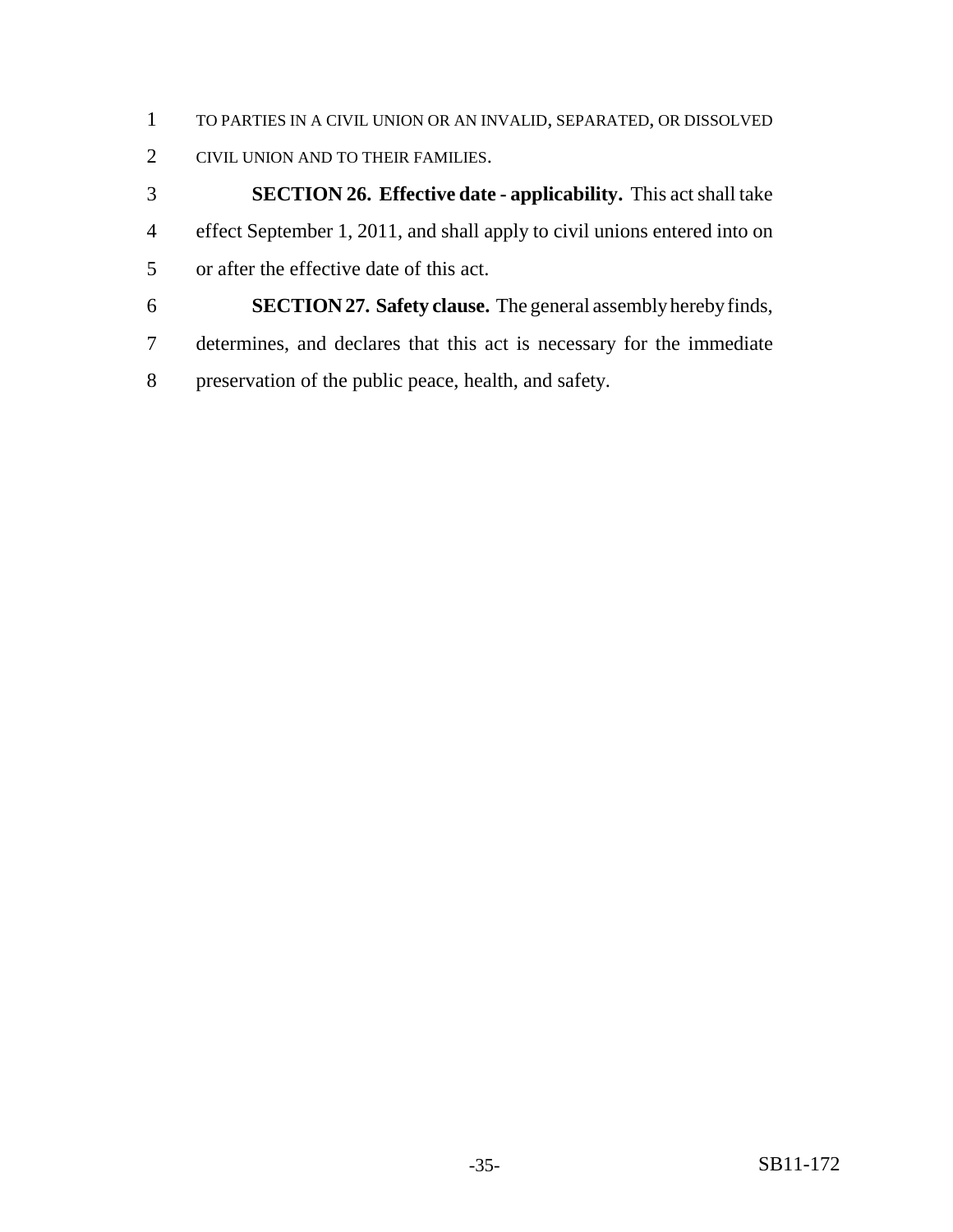TO PARTIES IN A CIVIL UNION OR AN INVALID, SEPARATED, OR DISSOLVED CIVIL UNION AND TO THEIR FAMILIES.

**SECTION 26. Effective date - applicability.** This act shall take effect September 1, 2011, and shall apply to civil unions entered into on or after the effective date of this act.

**SECTION 27. Safety clause.** The general assembly hereby finds, determines, and declares that this act is necessary for the immediate preservation of the public peace, health, and safety.